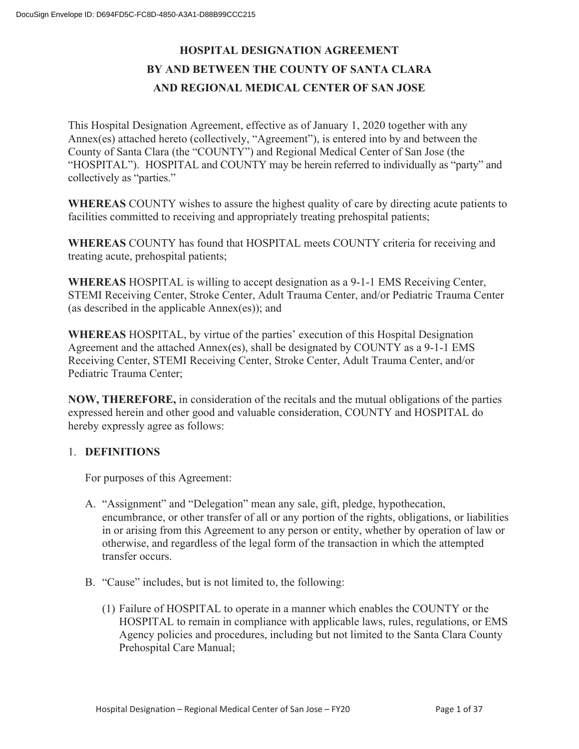# HOSPITAL DESIGNATION AGREEMENT
# BY AND BETWEEN THE COUNTY OF SANTA CLARA
# AND REGIONAL MEDICAL CENTER OF SAN JOSE

This Hospital Designation Agreement, effective as of January 1, 2020 together with any Annex(es) attached hereto (collectively, "Agreement"), is entered into by and between the County of Santa Clara (the "COUNTY") and Regional Medical Center of San Jose (the "HOSPITAL"). HOSPITAL and COUNTY may be herein referred to individually as "party" and collectively as "parties."

**WHEREAS** COUNTY wishes to assure the highest quality of care by directing acute patients to facilities committed to receiving and appropriately treating prehospital patients;

**WHEREAS** COUNTY has found that HOSPITAL meets COUNTY criteria for receiving and treating acute, prehospital patients;

**WHEREAS** HOSPITAL is willing to accept designation as a 9-1-1 EMS Receiving Center, STEMI Receiving Center, Stroke Center, Adult Trauma Center, and/or Pediatric Trauma Center (as described in the applicable Annex(es)); and

**WHEREAS** HOSPITAL, by virtue of the parties' execution of this Hospital Designation Agreement and the attached Annex(es), shall be designated by COUNTY as a 9-1-1 EMS Receiving Center, STEMI Receiving Center, Stroke Center, Adult Trauma Center, and/or Pediatric Trauma Center;

**NOW, THEREFORE,** in consideration of the recitals and the mutual obligations of the parties expressed herein and other good and valuable consideration, COUNTY and HOSPITAL do hereby expressly agree as follows:

## 1. DEFINITIONS

For purposes of this Agreement:

A. "Assignment" and "Delegation" mean any sale, gift, pledge, hypothecation, encumbrance, or other transfer of all or any portion of the rights, obligations, or liabilities in or arising from this Agreement to any person or entity, whether by operation of law or otherwise, and regardless of the legal form of the transaction in which the attempted transfer occurs.

B. "Cause" includes, but is not limited to, the following:

(1) Failure of HOSPITAL to operate in a manner which enables the COUNTY or the HOSPITAL to remain in compliance with applicable laws, rules, regulations, or EMS Agency policies and procedures, including but not limited to the Santa Clara County Prehospital Care Manual;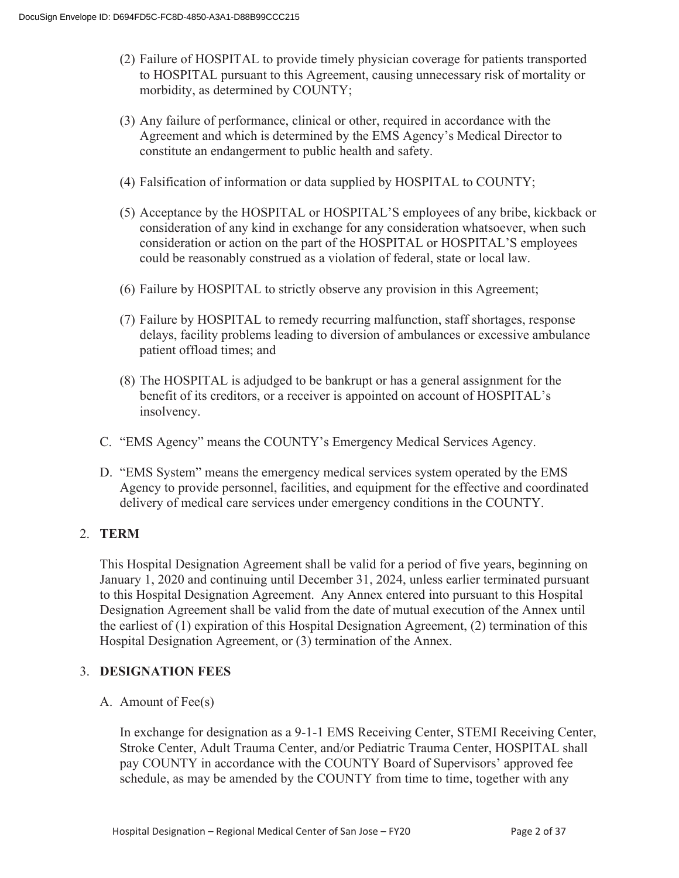(2) Failure of HOSPITAL to provide timely physician coverage for patients transported to HOSPITAL pursuant to this Agreement, causing unnecessary risk of mortality or morbidity, as determined by COUNTY;

(3) Any failure of performance, clinical or other, required in accordance with the Agreement and which is determined by the EMS Agency's Medical Director to constitute an endangerment to public health and safety.

(4) Falsification of information or data supplied by HOSPITAL to COUNTY;

(5) Acceptance by the HOSPITAL or HOSPITAL'S employees of any bribe, kickback or consideration of any kind in exchange for any consideration whatsoever, when such consideration or action on the part of the HOSPITAL or HOSPITAL'S employees could be reasonably construed as a violation of federal, state or local law.

(6) Failure by HOSPITAL to strictly observe any provision in this Agreement;

(7) Failure by HOSPITAL to remedy recurring malfunction, staff shortages, response delays, facility problems leading to diversion of ambulances or excessive ambulance patient offload times; and

(8) The HOSPITAL is adjudged to be bankrupt or has a general assignment for the benefit of its creditors, or a receiver is appointed on account of HOSPITAL's insolvency.

C. "EMS Agency" means the COUNTY's Emergency Medical Services Agency.

D. "EMS System" means the emergency medical services system operated by the EMS Agency to provide personnel, facilities, and equipment for the effective and coordinated delivery of medical care services under emergency conditions in the COUNTY.

## 2. TERM

This Hospital Designation Agreement shall be valid for a period of five years, beginning on January 1, 2020 and continuing until December 31, 2024, unless earlier terminated pursuant to this Hospital Designation Agreement. Any Annex entered into pursuant to this Hospital Designation Agreement shall be valid from the date of mutual execution of the Annex until the earliest of (1) expiration of this Hospital Designation Agreement, (2) termination of this Hospital Designation Agreement, or (3) termination of the Annex.

## 3. DESIGNATION FEES

A. Amount of Fee(s)

In exchange for designation as a 9-1-1 EMS Receiving Center, STEMI Receiving Center, Stroke Center, Adult Trauma Center, and/or Pediatric Trauma Center, HOSPITAL shall pay COUNTY in accordance with the COUNTY Board of Supervisors' approved fee schedule, as may be amended by the COUNTY from time to time, together with any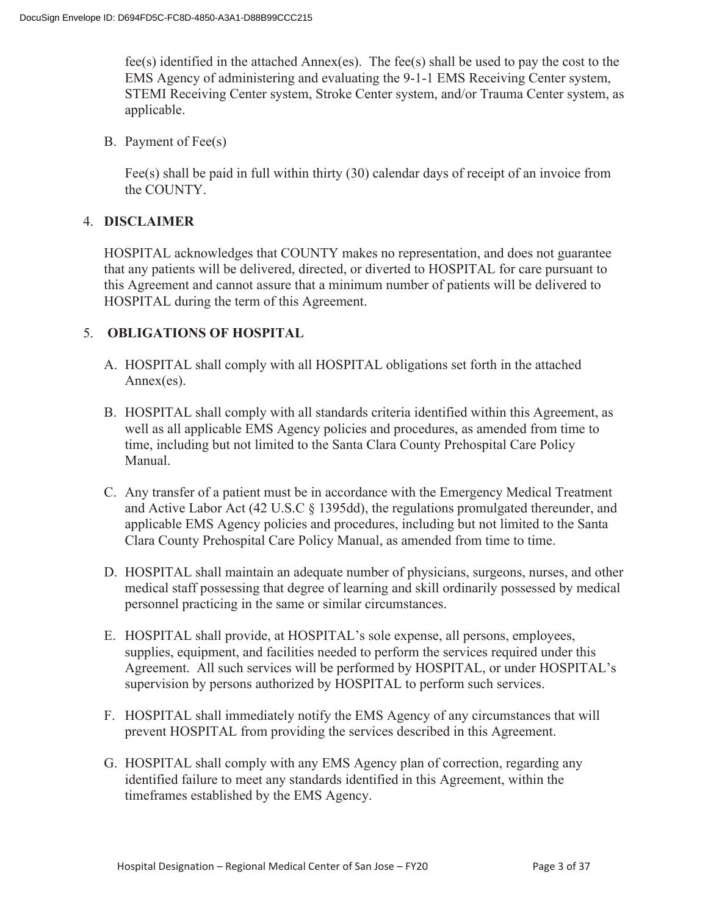fee(s) identified in the attached Annex(es). The fee(s) shall be used to pay the cost to the EMS Agency of administering and evaluating the 9-1-1 EMS Receiving Center system, STEMI Receiving Center system, Stroke Center system, and/or Trauma Center system, as applicable.

B. Payment of Fee(s)

Fee(s) shall be paid in full within thirty (30) calendar days of receipt of an invoice from the COUNTY.

4. **DISCLAIMER**

HOSPITAL acknowledges that COUNTY makes no representation, and does not guarantee that any patients will be delivered, directed, or diverted to HOSPITAL for care pursuant to this Agreement and cannot assure that a minimum number of patients will be delivered to HOSPITAL during the term of this Agreement.

5. **OBLIGATIONS OF HOSPITAL**

A. HOSPITAL shall comply with all HOSPITAL obligations set forth in the attached Annex(es).

B. HOSPITAL shall comply with all standards criteria identified within this Agreement, as well as all applicable EMS Agency policies and procedures, as amended from time to time, including but not limited to the Santa Clara County Prehospital Care Policy Manual.

C. Any transfer of a patient must be in accordance with the Emergency Medical Treatment and Active Labor Act (42 U.S.C § 1395dd), the regulations promulgated thereunder, and applicable EMS Agency policies and procedures, including but not limited to the Santa Clara County Prehospital Care Policy Manual, as amended from time to time.

D. HOSPITAL shall maintain an adequate number of physicians, surgeons, nurses, and other medical staff possessing that degree of learning and skill ordinarily possessed by medical personnel practicing in the same or similar circumstances.

E. HOSPITAL shall provide, at HOSPITAL's sole expense, all persons, employees, supplies, equipment, and facilities needed to perform the services required under this Agreement. All such services will be performed by HOSPITAL, or under HOSPITAL's supervision by persons authorized by HOSPITAL to perform such services.

F. HOSPITAL shall immediately notify the EMS Agency of any circumstances that will prevent HOSPITAL from providing the services described in this Agreement.

G. HOSPITAL shall comply with any EMS Agency plan of correction, regarding any identified failure to meet any standards identified in this Agreement, within the timeframes established by the EMS Agency.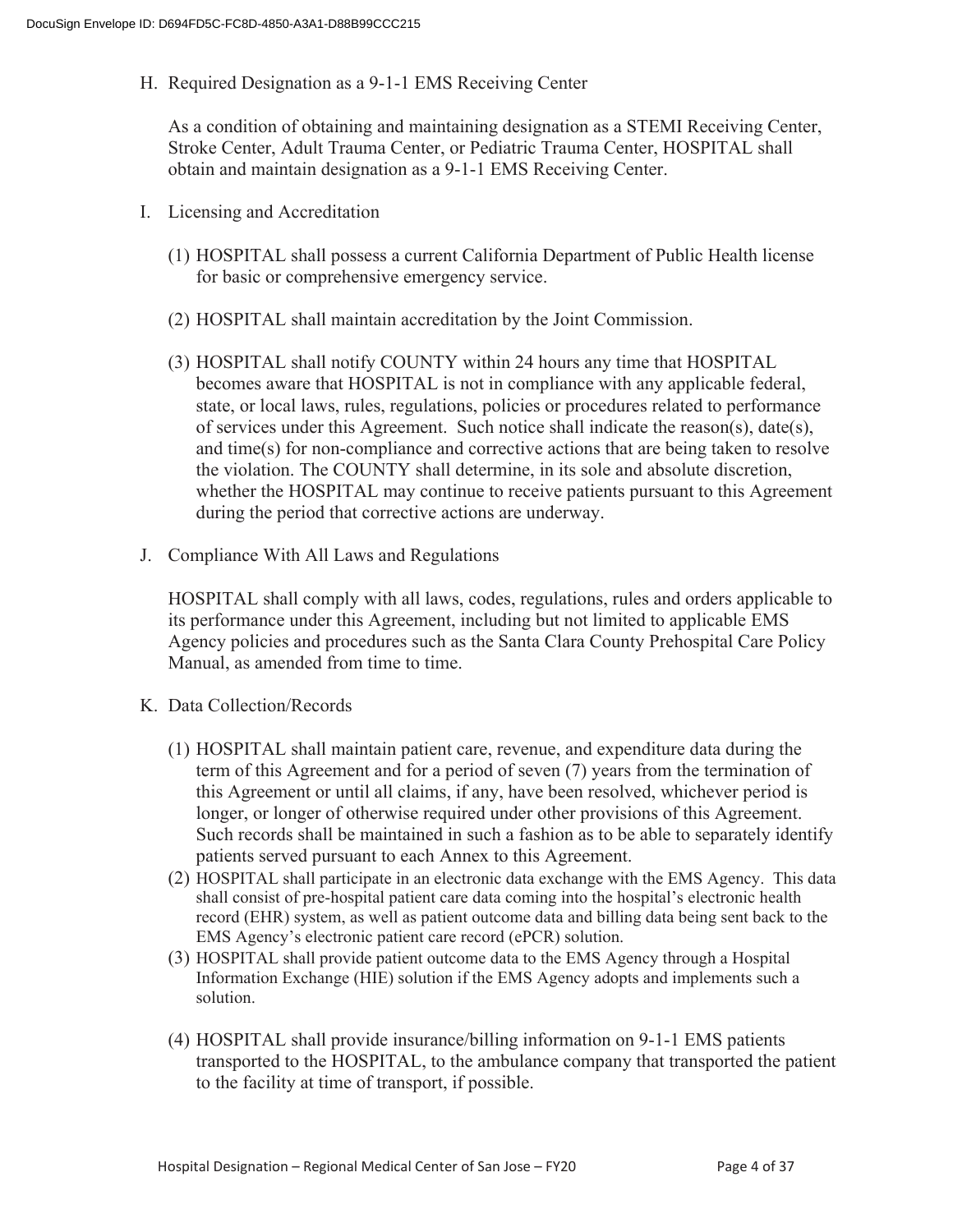H. Required Designation as a 9-1-1 EMS Receiving Center

As a condition of obtaining and maintaining designation as a STEMI Receiving Center, Stroke Center, Adult Trauma Center, or Pediatric Trauma Center, HOSPITAL shall obtain and maintain designation as a 9-1-1 EMS Receiving Center.

I. Licensing and Accreditation

(1) HOSPITAL shall possess a current California Department of Public Health license for basic or comprehensive emergency service.

(2) HOSPITAL shall maintain accreditation by the Joint Commission.

(3) HOSPITAL shall notify COUNTY within 24 hours any time that HOSPITAL becomes aware that HOSPITAL is not in compliance with any applicable federal, state, or local laws, rules, regulations, policies or procedures related to performance of services under this Agreement. Such notice shall indicate the reason(s), date(s), and time(s) for non-compliance and corrective actions that are being taken to resolve the violation. The COUNTY shall determine, in its sole and absolute discretion, whether the HOSPITAL may continue to receive patients pursuant to this Agreement during the period that corrective actions are underway.

J. Compliance With All Laws and Regulations

HOSPITAL shall comply with all laws, codes, regulations, rules and orders applicable to its performance under this Agreement, including but not limited to applicable EMS Agency policies and procedures such as the Santa Clara County Prehospital Care Policy Manual, as amended from time to time.

K. Data Collection/Records

(1) HOSPITAL shall maintain patient care, revenue, and expenditure data during the term of this Agreement and for a period of seven (7) years from the termination of this Agreement or until all claims, if any, have been resolved, whichever period is longer, or longer of otherwise required under other provisions of this Agreement. Such records shall be maintained in such a fashion as to be able to separately identify patients served pursuant to each Annex to this Agreement.

(2) HOSPITAL shall participate in an electronic data exchange with the EMS Agency. This data shall consist of pre-hospital patient care data coming into the hospital's electronic health record (EHR) system, as well as patient outcome data and billing data being sent back to the EMS Agency's electronic patient care record (ePCR) solution.

(3) HOSPITAL shall provide patient outcome data to the EMS Agency through a Hospital Information Exchange (HIE) solution if the EMS Agency adopts and implements such a solution.

(4) HOSPITAL shall provide insurance/billing information on 9-1-1 EMS patients transported to the HOSPITAL, to the ambulance company that transported the patient to the facility at time of transport, if possible.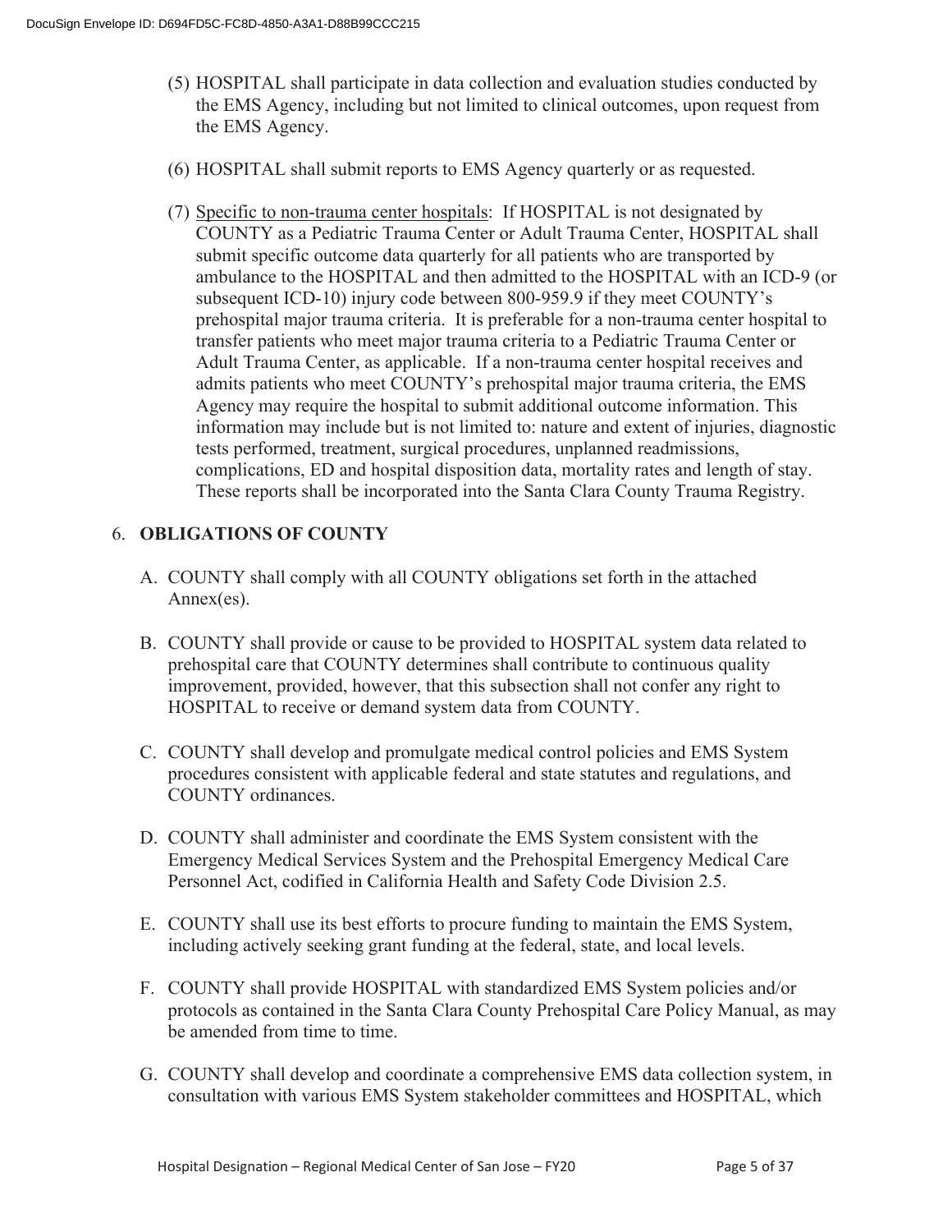(5) HOSPITAL shall participate in data collection and evaluation studies conducted by the EMS Agency, including but not limited to clinical outcomes, upon request from the EMS Agency.

(6) HOSPITAL shall submit reports to EMS Agency quarterly or as requested.

(7) Specific to non-trauma center hospitals: If HOSPITAL is not designated by COUNTY as a Pediatric Trauma Center or Adult Trauma Center, HOSPITAL shall submit specific outcome data quarterly for all patients who are transported by ambulance to the HOSPITAL and then admitted to the HOSPITAL with an ICD-9 (or subsequent ICD-10) injury code between 800-959.9 if they meet COUNTY's prehospital major trauma criteria. It is preferable for a non-trauma center hospital to transfer patients who meet major trauma criteria to a Pediatric Trauma Center or Adult Trauma Center, as applicable. If a non-trauma center hospital receives and admits patients who meet COUNTY's prehospital major trauma criteria, the EMS Agency may require the hospital to submit additional outcome information. This information may include but is not limited to: nature and extent of injuries, diagnostic tests performed, treatment, surgical procedures, unplanned readmissions, complications, ED and hospital disposition data, mortality rates and length of stay. These reports shall be incorporated into the Santa Clara County Trauma Registry.

## 6. OBLIGATIONS OF COUNTY

A. COUNTY shall comply with all COUNTY obligations set forth in the attached Annex(es).

B. COUNTY shall provide or cause to be provided to HOSPITAL system data related to prehospital care that COUNTY determines shall contribute to continuous quality improvement, provided, however, that this subsection shall not confer any right to HOSPITAL to receive or demand system data from COUNTY.

C. COUNTY shall develop and promulgate medical control policies and EMS System procedures consistent with applicable federal and state statutes and regulations, and COUNTY ordinances.

D. COUNTY shall administer and coordinate the EMS System consistent with the Emergency Medical Services System and the Prehospital Emergency Medical Care Personnel Act, codified in California Health and Safety Code Division 2.5.

E. COUNTY shall use its best efforts to procure funding to maintain the EMS System, including actively seeking grant funding at the federal, state, and local levels.

F. COUNTY shall provide HOSPITAL with standardized EMS System policies and/or protocols as contained in the Santa Clara County Prehospital Care Policy Manual, as may be amended from time to time.

G. COUNTY shall develop and coordinate a comprehensive EMS data collection system, in consultation with various EMS System stakeholder committees and HOSPITAL, which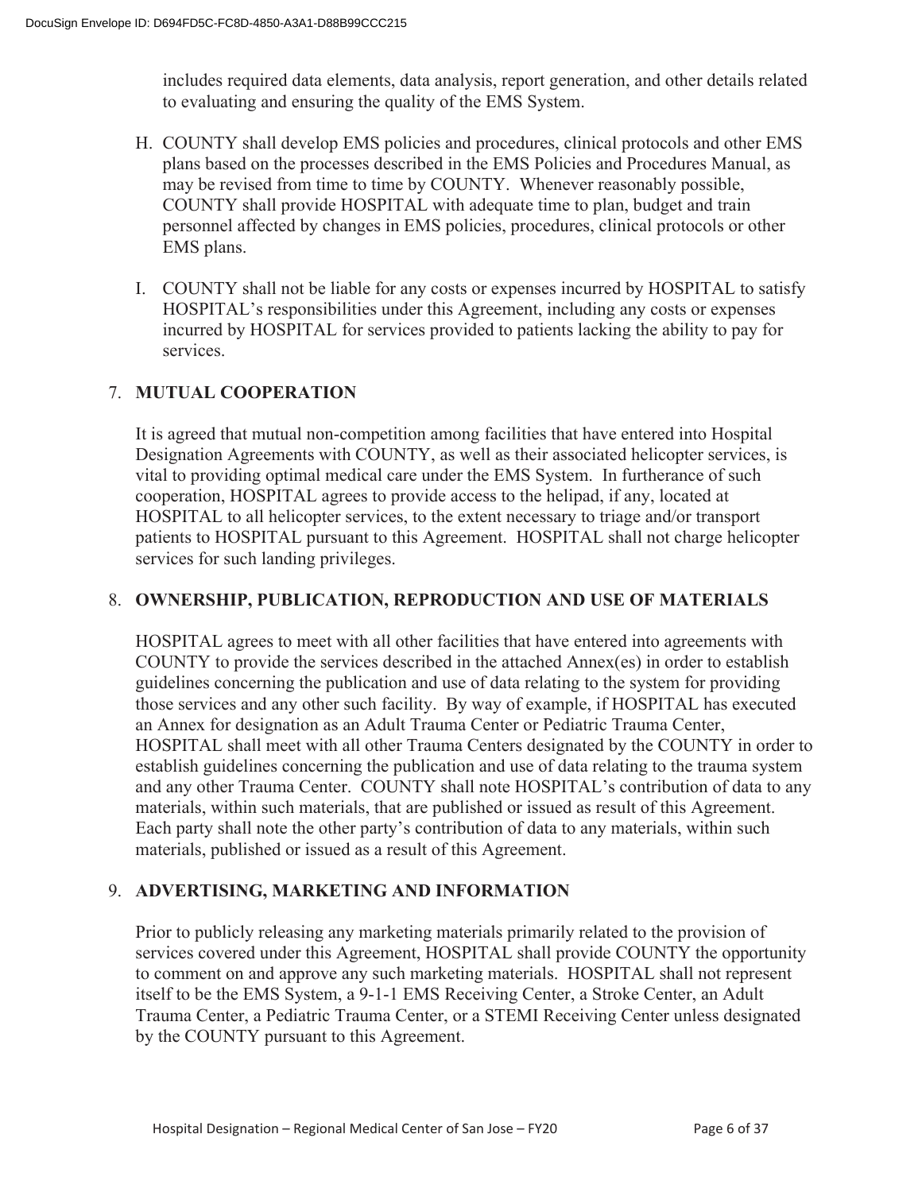includes required data elements, data analysis, report generation, and other details related to evaluating and ensuring the quality of the EMS System.

H. COUNTY shall develop EMS policies and procedures, clinical protocols and other EMS plans based on the processes described in the EMS Policies and Procedures Manual, as may be revised from time to time by COUNTY. Whenever reasonably possible, COUNTY shall provide HOSPITAL with adequate time to plan, budget and train personnel affected by changes in EMS policies, procedures, clinical protocols or other EMS plans.

I. COUNTY shall not be liable for any costs or expenses incurred by HOSPITAL to satisfy HOSPITAL's responsibilities under this Agreement, including any costs or expenses incurred by HOSPITAL for services provided to patients lacking the ability to pay for services.

## 7. MUTUAL COOPERATION

It is agreed that mutual non-competition among facilities that have entered into Hospital Designation Agreements with COUNTY, as well as their associated helicopter services, is vital to providing optimal medical care under the EMS System. In furtherance of such cooperation, HOSPITAL agrees to provide access to the helipad, if any, located at HOSPITAL to all helicopter services, to the extent necessary to triage and/or transport patients to HOSPITAL pursuant to this Agreement. HOSPITAL shall not charge helicopter services for such landing privileges.

## 8. OWNERSHIP, PUBLICATION, REPRODUCTION AND USE OF MATERIALS

HOSPITAL agrees to meet with all other facilities that have entered into agreements with COUNTY to provide the services described in the attached Annex(es) in order to establish guidelines concerning the publication and use of data relating to the system for providing those services and any other such facility. By way of example, if HOSPITAL has executed an Annex for designation as an Adult Trauma Center or Pediatric Trauma Center, HOSPITAL shall meet with all other Trauma Centers designated by the COUNTY in order to establish guidelines concerning the publication and use of data relating to the trauma system and any other Trauma Center. COUNTY shall note HOSPITAL's contribution of data to any materials, within such materials, that are published or issued as result of this Agreement. Each party shall note the other party's contribution of data to any materials, within such materials, published or issued as a result of this Agreement.

## 9. ADVERTISING, MARKETING AND INFORMATION

Prior to publicly releasing any marketing materials primarily related to the provision of services covered under this Agreement, HOSPITAL shall provide COUNTY the opportunity to comment on and approve any such marketing materials. HOSPITAL shall not represent itself to be the EMS System, a 9-1-1 EMS Receiving Center, a Stroke Center, an Adult Trauma Center, a Pediatric Trauma Center, or a STEMI Receiving Center unless designated by the COUNTY pursuant to this Agreement.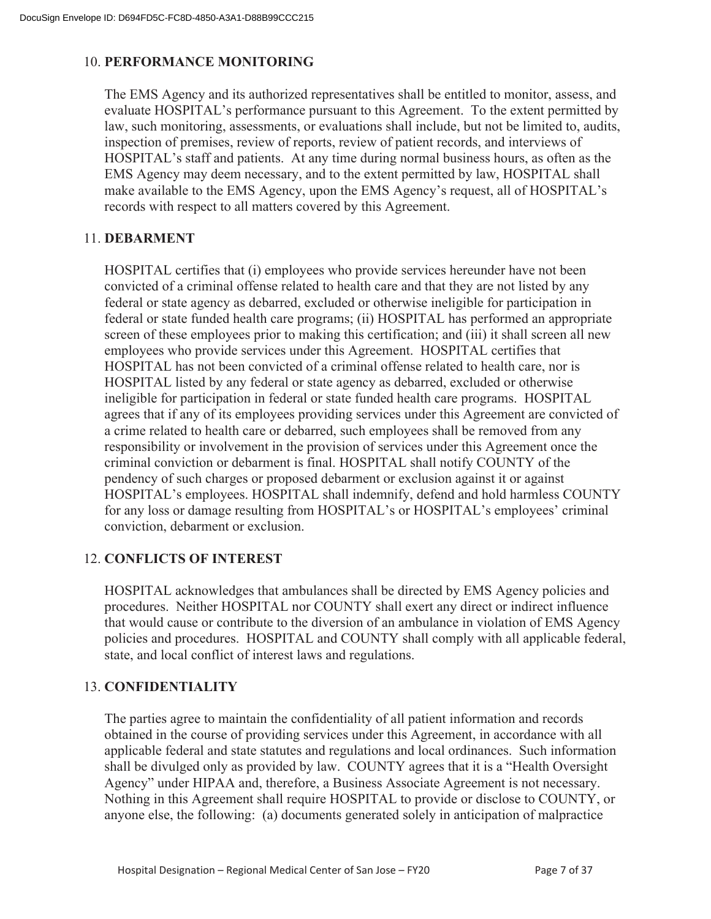## 10. PERFORMANCE MONITORING

The EMS Agency and its authorized representatives shall be entitled to monitor, assess, and evaluate HOSPITAL's performance pursuant to this Agreement. To the extent permitted by law, such monitoring, assessments, or evaluations shall include, but not be limited to, audits, inspection of premises, review of reports, review of patient records, and interviews of HOSPITAL's staff and patients. At any time during normal business hours, as often as the EMS Agency may deem necessary, and to the extent permitted by law, HOSPITAL shall make available to the EMS Agency, upon the EMS Agency's request, all of HOSPITAL's records with respect to all matters covered by this Agreement.

## 11. DEBARMENT

HOSPITAL certifies that (i) employees who provide services hereunder have not been convicted of a criminal offense related to health care and that they are not listed by any federal or state agency as debarred, excluded or otherwise ineligible for participation in federal or state funded health care programs; (ii) HOSPITAL has performed an appropriate screen of these employees prior to making this certification; and (iii) it shall screen all new employees who provide services under this Agreement. HOSPITAL certifies that HOSPITAL has not been convicted of a criminal offense related to health care, nor is HOSPITAL listed by any federal or state agency as debarred, excluded or otherwise ineligible for participation in federal or state funded health care programs. HOSPITAL agrees that if any of its employees providing services under this Agreement are convicted of a crime related to health care or debarred, such employees shall be removed from any responsibility or involvement in the provision of services under this Agreement once the criminal conviction or debarment is final. HOSPITAL shall notify COUNTY of the pendency of such charges or proposed debarment or exclusion against it or against HOSPITAL's employees. HOSPITAL shall indemnify, defend and hold harmless COUNTY for any loss or damage resulting from HOSPITAL's or HOSPITAL's employees' criminal conviction, debarment or exclusion.

## 12. CONFLICTS OF INTEREST

HOSPITAL acknowledges that ambulances shall be directed by EMS Agency policies and procedures. Neither HOSPITAL nor COUNTY shall exert any direct or indirect influence that would cause or contribute to the diversion of an ambulance in violation of EMS Agency policies and procedures. HOSPITAL and COUNTY shall comply with all applicable federal, state, and local conflict of interest laws and regulations.

## 13. CONFIDENTIALITY

The parties agree to maintain the confidentiality of all patient information and records obtained in the course of providing services under this Agreement, in accordance with all applicable federal and state statutes and regulations and local ordinances. Such information shall be divulged only as provided by law. COUNTY agrees that it is a "Health Oversight Agency" under HIPAA and, therefore, a Business Associate Agreement is not necessary. Nothing in this Agreement shall require HOSPITAL to provide or disclose to COUNTY, or anyone else, the following: (a) documents generated solely in anticipation of malpractice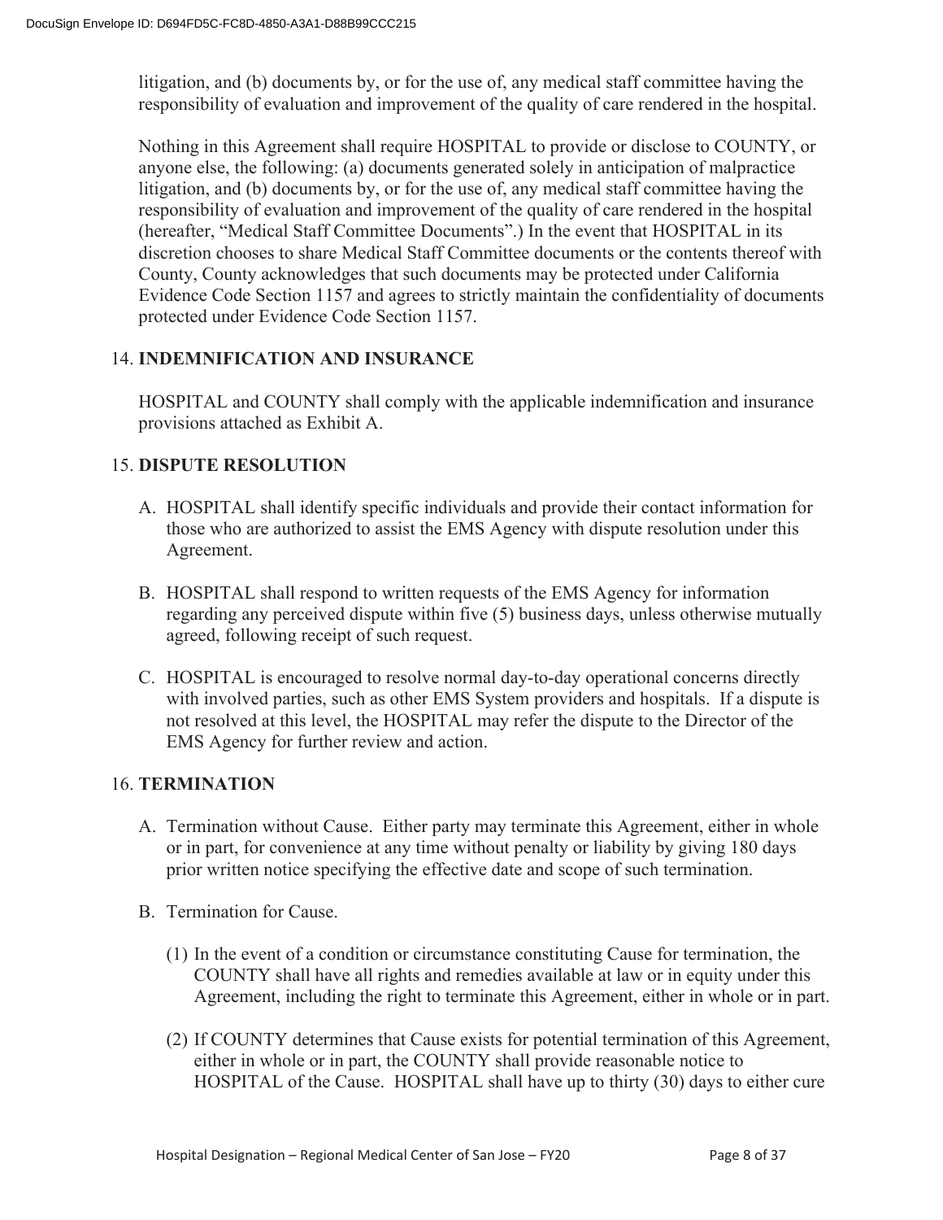litigation, and (b) documents by, or for the use of, any medical staff committee having the responsibility of evaluation and improvement of the quality of care rendered in the hospital.

Nothing in this Agreement shall require HOSPITAL to provide or disclose to COUNTY, or anyone else, the following: (a) documents generated solely in anticipation of malpractice litigation, and (b) documents by, or for the use of, any medical staff committee having the responsibility of evaluation and improvement of the quality of care rendered in the hospital (hereafter, "Medical Staff Committee Documents".) In the event that HOSPITAL in its discretion chooses to share Medical Staff Committee documents or the contents thereof with County, County acknowledges that such documents may be protected under California Evidence Code Section 1157 and agrees to strictly maintain the confidentiality of documents protected under Evidence Code Section 1157.

14. **INDEMNIFICATION AND INSURANCE**

HOSPITAL and COUNTY shall comply with the applicable indemnification and insurance provisions attached as Exhibit A.

15. **DISPUTE RESOLUTION**

A. HOSPITAL shall identify specific individuals and provide their contact information for those who are authorized to assist the EMS Agency with dispute resolution under this Agreement.

B. HOSPITAL shall respond to written requests of the EMS Agency for information regarding any perceived dispute within five (5) business days, unless otherwise mutually agreed, following receipt of such request.

C. HOSPITAL is encouraged to resolve normal day-to-day operational concerns directly with involved parties, such as other EMS System providers and hospitals. If a dispute is not resolved at this level, the HOSPITAL may refer the dispute to the Director of the EMS Agency for further review and action.

16. **TERMINATION**

A. Termination without Cause. Either party may terminate this Agreement, either in whole or in part, for convenience at any time without penalty or liability by giving 180 days prior written notice specifying the effective date and scope of such termination.

B. Termination for Cause.

(1) In the event of a condition or circumstance constituting Cause for termination, the COUNTY shall have all rights and remedies available at law or in equity under this Agreement, including the right to terminate this Agreement, either in whole or in part.

(2) If COUNTY determines that Cause exists for potential termination of this Agreement, either in whole or in part, the COUNTY shall provide reasonable notice to HOSPITAL of the Cause. HOSPITAL shall have up to thirty (30) days to either cure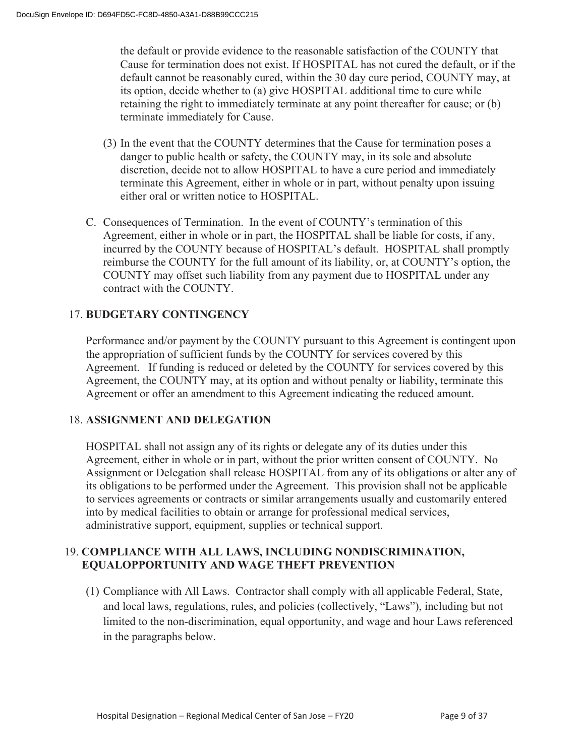the default or provide evidence to the reasonable satisfaction of the COUNTY that Cause for termination does not exist. If HOSPITAL has not cured the default, or if the default cannot be reasonably cured, within the 30 day cure period, COUNTY may, at its option, decide whether to (a) give HOSPITAL additional time to cure while retaining the right to immediately terminate at any point thereafter for cause; or (b) terminate immediately for Cause.

(3) In the event that the COUNTY determines that the Cause for termination poses a danger to public health or safety, the COUNTY may, in its sole and absolute discretion, decide not to allow HOSPITAL to have a cure period and immediately terminate this Agreement, either in whole or in part, without penalty upon issuing either oral or written notice to HOSPITAL.

C. Consequences of Termination. In the event of COUNTY's termination of this Agreement, either in whole or in part, the HOSPITAL shall be liable for costs, if any, incurred by the COUNTY because of HOSPITAL's default. HOSPITAL shall promptly reimburse the COUNTY for the full amount of its liability, or, at COUNTY's option, the COUNTY may offset such liability from any payment due to HOSPITAL under any contract with the COUNTY.

## 17. BUDGETARY CONTINGENCY

Performance and/or payment by the COUNTY pursuant to this Agreement is contingent upon the appropriation of sufficient funds by the COUNTY for services covered by this Agreement. If funding is reduced or deleted by the COUNTY for services covered by this Agreement, the COUNTY may, at its option and without penalty or liability, terminate this Agreement or offer an amendment to this Agreement indicating the reduced amount.

## 18. ASSIGNMENT AND DELEGATION

HOSPITAL shall not assign any of its rights or delegate any of its duties under this Agreement, either in whole or in part, without the prior written consent of COUNTY. No Assignment or Delegation shall release HOSPITAL from any of its obligations or alter any of its obligations to be performed under the Agreement. This provision shall not be applicable to services agreements or contracts or similar arrangements usually and customarily entered into by medical facilities to obtain or arrange for professional medical services, administrative support, equipment, supplies or technical support.

## 19. COMPLIANCE WITH ALL LAWS, INCLUDING NONDISCRIMINATION, EQUALOPPORTUNITY AND WAGE THEFT PREVENTION

(1) Compliance with All Laws. Contractor shall comply with all applicable Federal, State, and local laws, regulations, rules, and policies (collectively, "Laws"), including but not limited to the non-discrimination, equal opportunity, and wage and hour Laws referenced in the paragraphs below.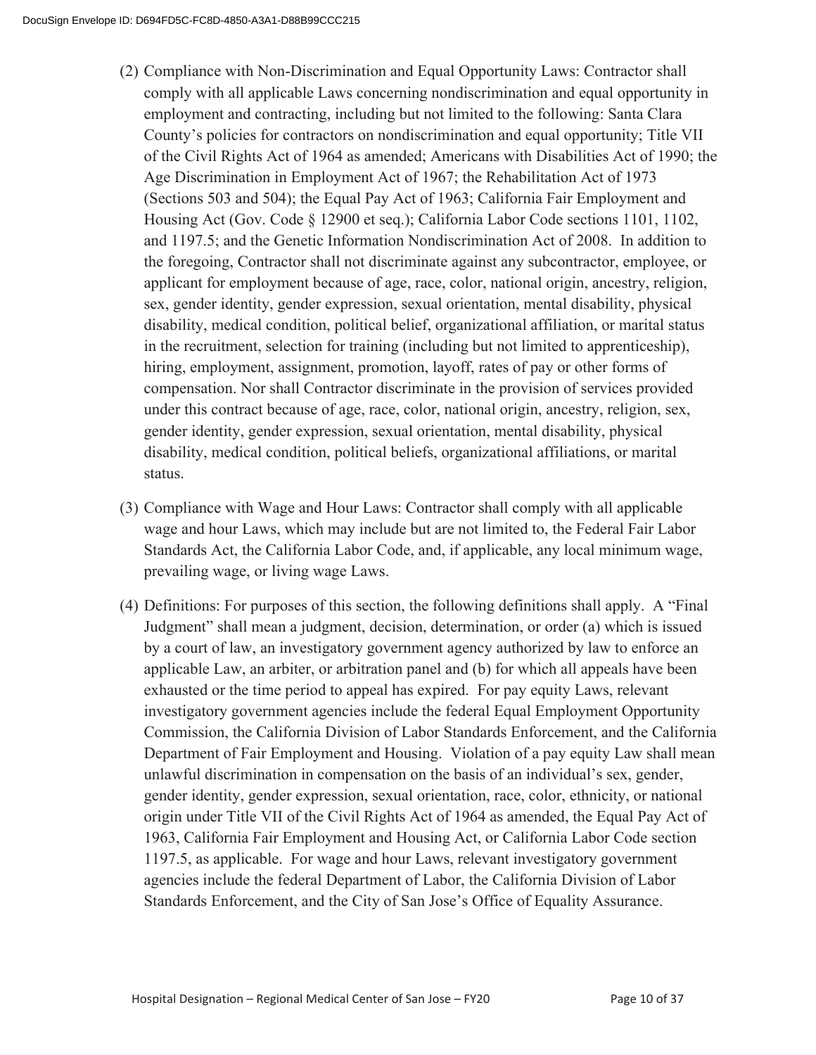(2) Compliance with Non-Discrimination and Equal Opportunity Laws: Contractor shall comply with all applicable Laws concerning nondiscrimination and equal opportunity in employment and contracting, including but not limited to the following: Santa Clara County's policies for contractors on nondiscrimination and equal opportunity; Title VII of the Civil Rights Act of 1964 as amended; Americans with Disabilities Act of 1990; the Age Discrimination in Employment Act of 1967; the Rehabilitation Act of 1973 (Sections 503 and 504); the Equal Pay Act of 1963; California Fair Employment and Housing Act (Gov. Code § 12900 et seq.); California Labor Code sections 1101, 1102, and 1197.5; and the Genetic Information Nondiscrimination Act of 2008. In addition to the foregoing, Contractor shall not discriminate against any subcontractor, employee, or applicant for employment because of age, race, color, national origin, ancestry, religion, sex, gender identity, gender expression, sexual orientation, mental disability, physical disability, medical condition, political belief, organizational affiliation, or marital status in the recruitment, selection for training (including but not limited to apprenticeship), hiring, employment, assignment, promotion, layoff, rates of pay or other forms of compensation. Nor shall Contractor discriminate in the provision of services provided under this contract because of age, race, color, national origin, ancestry, religion, sex, gender identity, gender expression, sexual orientation, mental disability, physical disability, medical condition, political beliefs, organizational affiliations, or marital status.

(3) Compliance with Wage and Hour Laws: Contractor shall comply with all applicable wage and hour Laws, which may include but are not limited to, the Federal Fair Labor Standards Act, the California Labor Code, and, if applicable, any local minimum wage, prevailing wage, or living wage Laws.

(4) Definitions: For purposes of this section, the following definitions shall apply. A "Final Judgment" shall mean a judgment, decision, determination, or order (a) which is issued by a court of law, an investigatory government agency authorized by law to enforce an applicable Law, an arbiter, or arbitration panel and (b) for which all appeals have been exhausted or the time period to appeal has expired. For pay equity Laws, relevant investigatory government agencies include the federal Equal Employment Opportunity Commission, the California Division of Labor Standards Enforcement, and the California Department of Fair Employment and Housing. Violation of a pay equity Law shall mean unlawful discrimination in compensation on the basis of an individual's sex, gender, gender identity, gender expression, sexual orientation, race, color, ethnicity, or national origin under Title VII of the Civil Rights Act of 1964 as amended, the Equal Pay Act of 1963, California Fair Employment and Housing Act, or California Labor Code section 1197.5, as applicable. For wage and hour Laws, relevant investigatory government agencies include the federal Department of Labor, the California Division of Labor Standards Enforcement, and the City of San Jose's Office of Equality Assurance.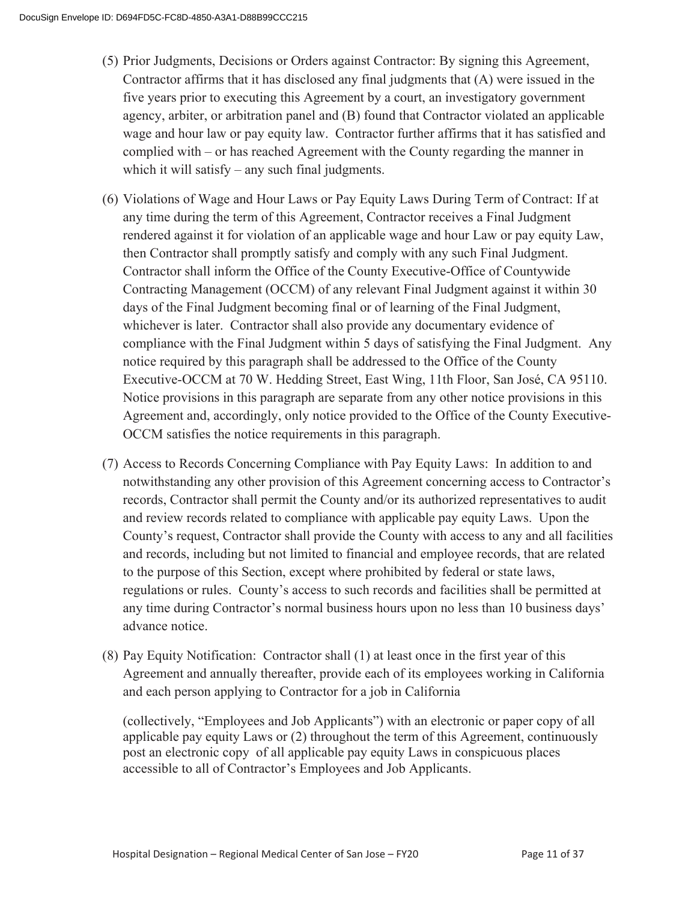(5) Prior Judgments, Decisions or Orders against Contractor: By signing this Agreement, Contractor affirms that it has disclosed any final judgments that (A) were issued in the five years prior to executing this Agreement by a court, an investigatory government agency, arbiter, or arbitration panel and (B) found that Contractor violated an applicable wage and hour law or pay equity law. Contractor further affirms that it has satisfied and complied with – or has reached Agreement with the County regarding the manner in which it will satisfy – any such final judgments.

(6) Violations of Wage and Hour Laws or Pay Equity Laws During Term of Contract: If at any time during the term of this Agreement, Contractor receives a Final Judgment rendered against it for violation of an applicable wage and hour Law or pay equity Law, then Contractor shall promptly satisfy and comply with any such Final Judgment. Contractor shall inform the Office of the County Executive-Office of Countywide Contracting Management (OCCM) of any relevant Final Judgment against it within 30 days of the Final Judgment becoming final or of learning of the Final Judgment, whichever is later. Contractor shall also provide any documentary evidence of compliance with the Final Judgment within 5 days of satisfying the Final Judgment. Any notice required by this paragraph shall be addressed to the Office of the County Executive-OCCM at 70 W. Hedding Street, East Wing, 11th Floor, San José, CA 95110. Notice provisions in this paragraph are separate from any other notice provisions in this Agreement and, accordingly, only notice provided to the Office of the County Executive-OCCM satisfies the notice requirements in this paragraph.

(7) Access to Records Concerning Compliance with Pay Equity Laws: In addition to and notwithstanding any other provision of this Agreement concerning access to Contractor's records, Contractor shall permit the County and/or its authorized representatives to audit and review records related to compliance with applicable pay equity Laws. Upon the County's request, Contractor shall provide the County with access to any and all facilities and records, including but not limited to financial and employee records, that are related to the purpose of this Section, except where prohibited by federal or state laws, regulations or rules. County's access to such records and facilities shall be permitted at any time during Contractor's normal business hours upon no less than 10 business days' advance notice.

(8) Pay Equity Notification: Contractor shall (1) at least once in the first year of this Agreement and annually thereafter, provide each of its employees working in California and each person applying to Contractor for a job in California (collectively, "Employees and Job Applicants") with an electronic or paper copy of all applicable pay equity Laws or (2) throughout the term of this Agreement, continuously post an electronic copy of all applicable pay equity Laws in conspicuous places accessible to all of Contractor's Employees and Job Applicants.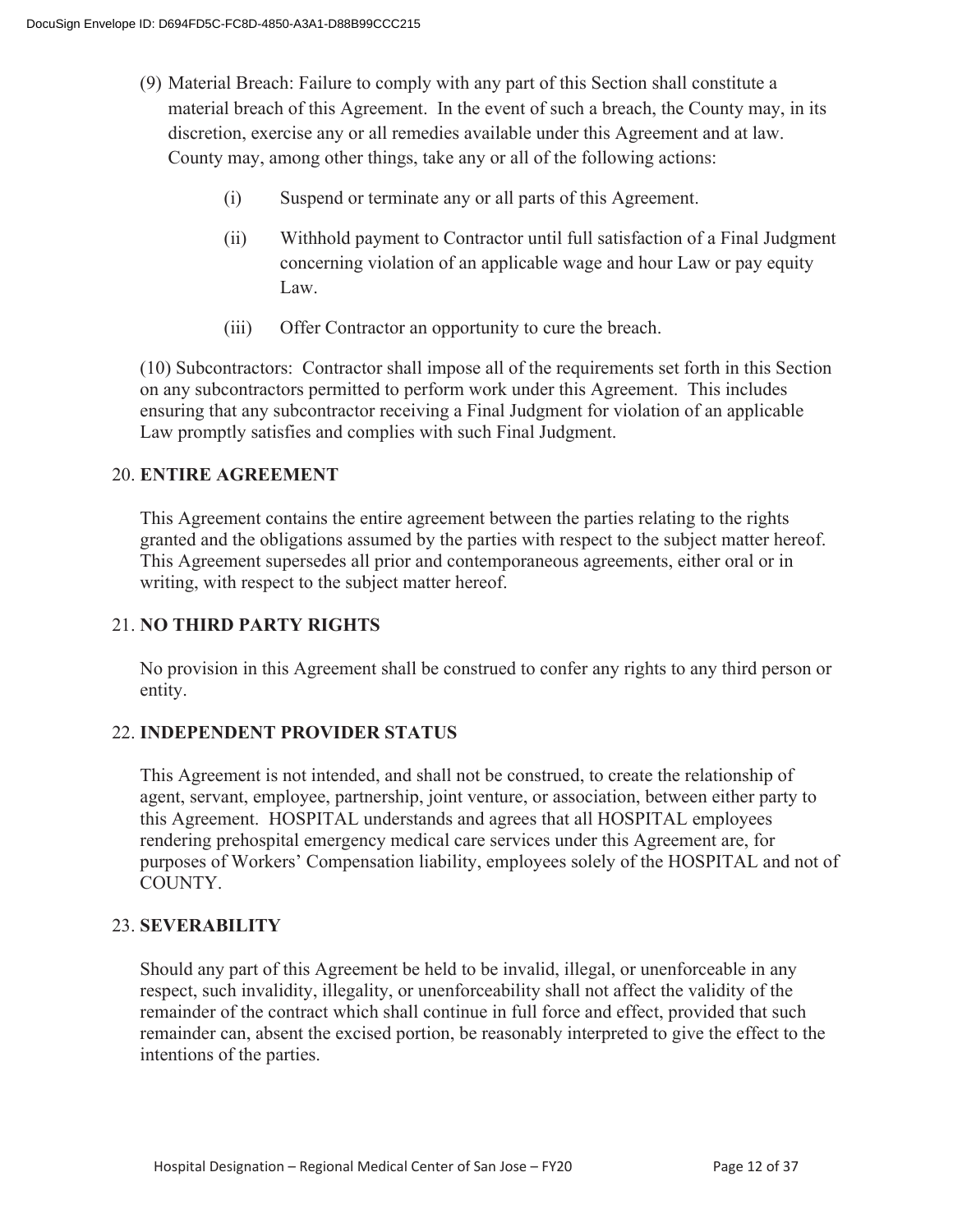(9) Material Breach: Failure to comply with any part of this Section shall constitute a material breach of this Agreement. In the event of such a breach, the County may, in its discretion, exercise any or all remedies available under this Agreement and at law. County may, among other things, take any or all of the following actions:

(i) Suspend or terminate any or all parts of this Agreement.

(ii) Withhold payment to Contractor until full satisfaction of a Final Judgment concerning violation of an applicable wage and hour Law or pay equity Law.

(iii) Offer Contractor an opportunity to cure the breach.

(10) Subcontractors: Contractor shall impose all of the requirements set forth in this Section on any subcontractors permitted to perform work under this Agreement. This includes ensuring that any subcontractor receiving a Final Judgment for violation of an applicable Law promptly satisfies and complies with such Final Judgment.

## 20. ENTIRE AGREEMENT

This Agreement contains the entire agreement between the parties relating to the rights granted and the obligations assumed by the parties with respect to the subject matter hereof. This Agreement supersedes all prior and contemporaneous agreements, either oral or in writing, with respect to the subject matter hereof.

## 21. NO THIRD PARTY RIGHTS

No provision in this Agreement shall be construed to confer any rights to any third person or entity.

## 22. INDEPENDENT PROVIDER STATUS

This Agreement is not intended, and shall not be construed, to create the relationship of agent, servant, employee, partnership, joint venture, or association, between either party to this Agreement. HOSPITAL understands and agrees that all HOSPITAL employees rendering prehospital emergency medical care services under this Agreement are, for purposes of Workers' Compensation liability, employees solely of the HOSPITAL and not of COUNTY.

## 23. SEVERABILITY

Should any part of this Agreement be held to be invalid, illegal, or unenforceable in any respect, such invalidity, illegality, or unenforceability shall not affect the validity of the remainder of the contract which shall continue in full force and effect, provided that such remainder can, absent the excised portion, be reasonably interpreted to give the effect to the intentions of the parties.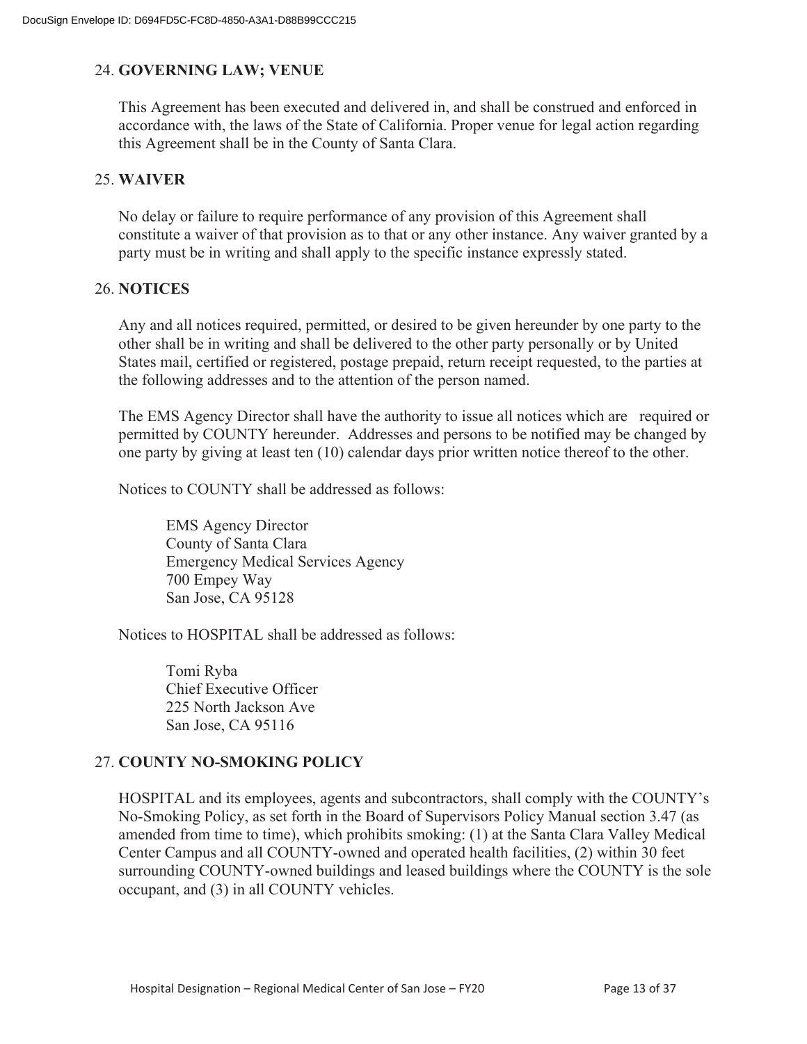## 24. GOVERNING LAW; VENUE

This Agreement has been executed and delivered in, and shall be construed and enforced in accordance with, the laws of the State of California. Proper venue for legal action regarding this Agreement shall be in the County of Santa Clara.

## 25. WAIVER

No delay or failure to require performance of any provision of this Agreement shall constitute a waiver of that provision as to that or any other instance. Any waiver granted by a party must be in writing and shall apply to the specific instance expressly stated.

## 26. NOTICES

Any and all notices required, permitted, or desired to be given hereunder by one party to the other shall be in writing and shall be delivered to the other party personally or by United States mail, certified or registered, postage prepaid, return receipt requested, to the parties at the following addresses and to the attention of the person named.

The EMS Agency Director shall have the authority to issue all notices which are required or permitted by COUNTY hereunder. Addresses and persons to be notified may be changed by one party by giving at least ten (10) calendar days prior written notice thereof to the other.

Notices to COUNTY shall be addressed as follows:

> EMS Agency Director
> County of Santa Clara
> Emergency Medical Services Agency
> 700 Empey Way
> San Jose, CA 95128

Notices to HOSPITAL shall be addressed as follows:

> Tomi Ryba
> Chief Executive Officer
> 225 North Jackson Ave
> San Jose, CA 95116

## 27. COUNTY NO-SMOKING POLICY

HOSPITAL and its employees, agents and subcontractors, shall comply with the COUNTY's No-Smoking Policy, as set forth in the Board of Supervisors Policy Manual section 3.47 (as amended from time to time), which prohibits smoking: (1) at the Santa Clara Valley Medical Center Campus and all COUNTY-owned and operated health facilities, (2) within 30 feet surrounding COUNTY-owned buildings and leased buildings where the COUNTY is the sole occupant, and (3) in all COUNTY vehicles.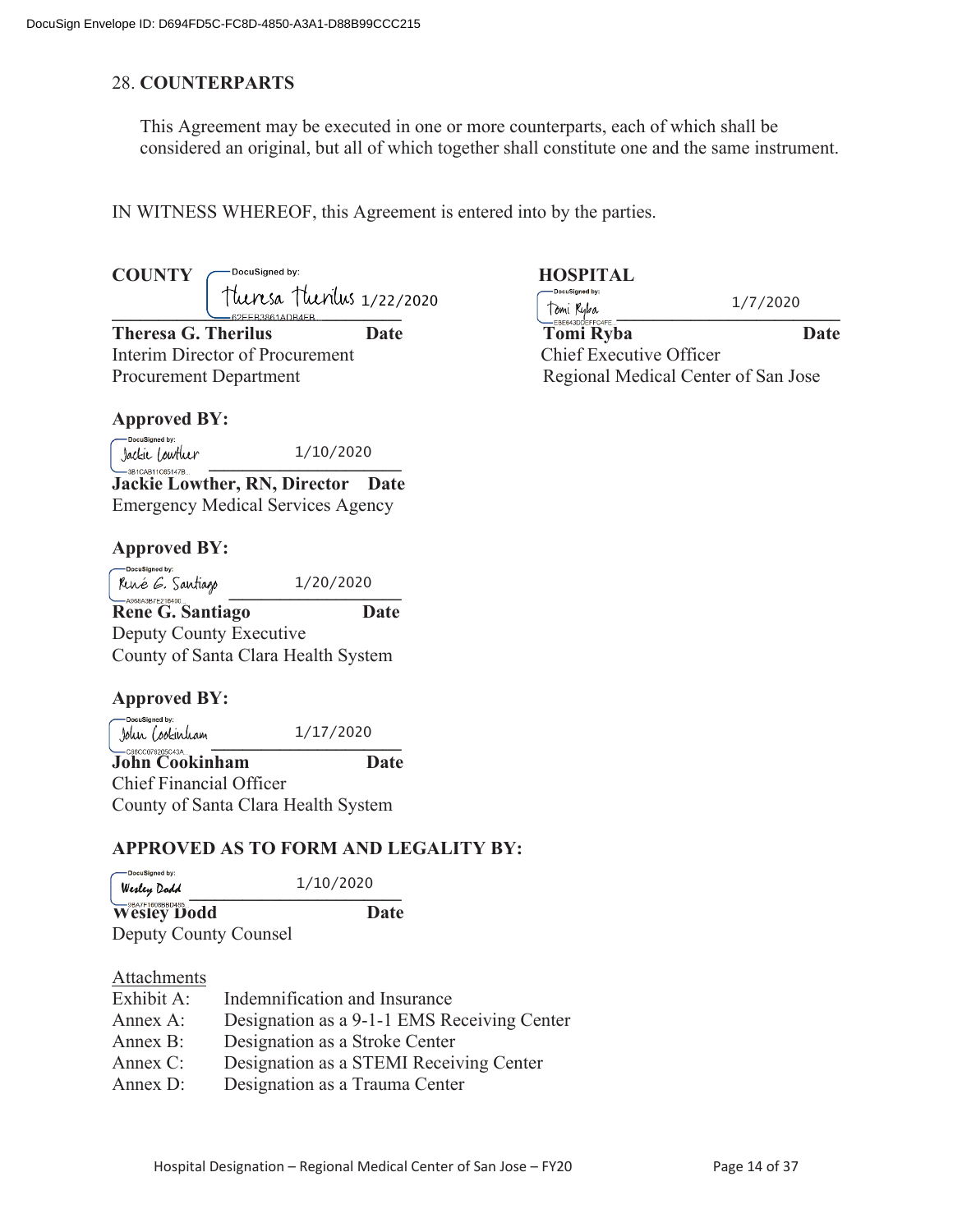## 28. COUNTERPARTS

This Agreement may be executed in one or more counterparts, each of which shall be considered an original, but all of which together shall constitute one and the same instrument.

IN WITNESS WHEREOF, this Agreement is entered into by the parties.

**COUNTY**

Theresa Therilus 1/22/2020

**Theresa G. Therilus** **Date**
Interim Director of Procurement
Procurement Department

**HOSPITAL**

Tomi Ryba 1/7/2020

**Tomi Ryba** **Date**
Chief Executive Officer
Regional Medical Center of San Jose

**Approved BY:**

Jackie Lowther 1/10/2020

**Jackie Lowther, RN, Director** **Date**
Emergency Medical Services Agency

**Approved BY:**

René G. Santiago 1/20/2020

**Rene G. Santiago** **Date**
Deputy County Executive
County of Santa Clara Health System

**Approved BY:**

John Cookinham 1/17/2020

**John Cookinham** **Date**
Chief Financial Officer
County of Santa Clara Health System

**APPROVED AS TO FORM AND LEGALITY BY:**

Wesley Dodd 1/10/2020

**Wesley Dodd** **Date**
Deputy County Counsel

Attachments

| | |
|---|---|
| Exhibit A: | Indemnification and Insurance |
| Annex A: | Designation as a 9-1-1 EMS Receiving Center |
| Annex B: | Designation as a Stroke Center |
| Annex C: | Designation as a STEMI Receiving Center |
| Annex D: | Designation as a Trauma Center |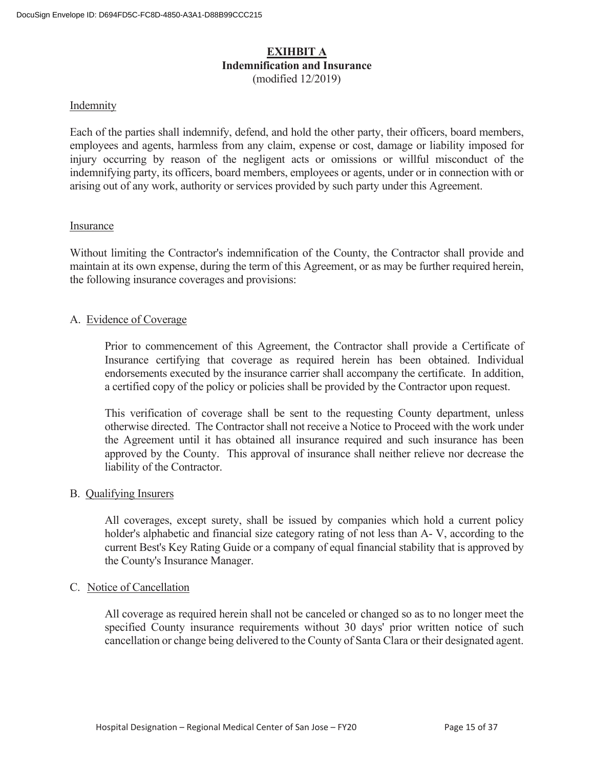# EXIHBIT A
## Indemnification and Insurance
(modified 12/2019)

Indemnity

Each of the parties shall indemnify, defend, and hold the other party, their officers, board members, employees and agents, harmless from any claim, expense or cost, damage or liability imposed for injury occurring by reason of the negligent acts or omissions or willful misconduct of the indemnifying party, its officers, board members, employees or agents, under or in connection with or arising out of any work, authority or services provided by such party under this Agreement.

Insurance

Without limiting the Contractor's indemnification of the County, the Contractor shall provide and maintain at its own expense, during the term of this Agreement, or as may be further required herein, the following insurance coverages and provisions:

A. Evidence of Coverage

Prior to commencement of this Agreement, the Contractor shall provide a Certificate of Insurance certifying that coverage as required herein has been obtained. Individual endorsements executed by the insurance carrier shall accompany the certificate. In addition, a certified copy of the policy or policies shall be provided by the Contractor upon request.

This verification of coverage shall be sent to the requesting County department, unless otherwise directed. The Contractor shall not receive a Notice to Proceed with the work under the Agreement until it has obtained all insurance required and such insurance has been approved by the County. This approval of insurance shall neither relieve nor decrease the liability of the Contractor.

B. Qualifying Insurers

All coverages, except surety, shall be issued by companies which hold a current policy holder's alphabetic and financial size category rating of not less than A- V, according to the current Best's Key Rating Guide or a company of equal financial stability that is approved by the County's Insurance Manager.

C. Notice of Cancellation

All coverage as required herein shall not be canceled or changed so as to no longer meet the specified County insurance requirements without 30 days' prior written notice of such cancellation or change being delivered to the County of Santa Clara or their designated agent.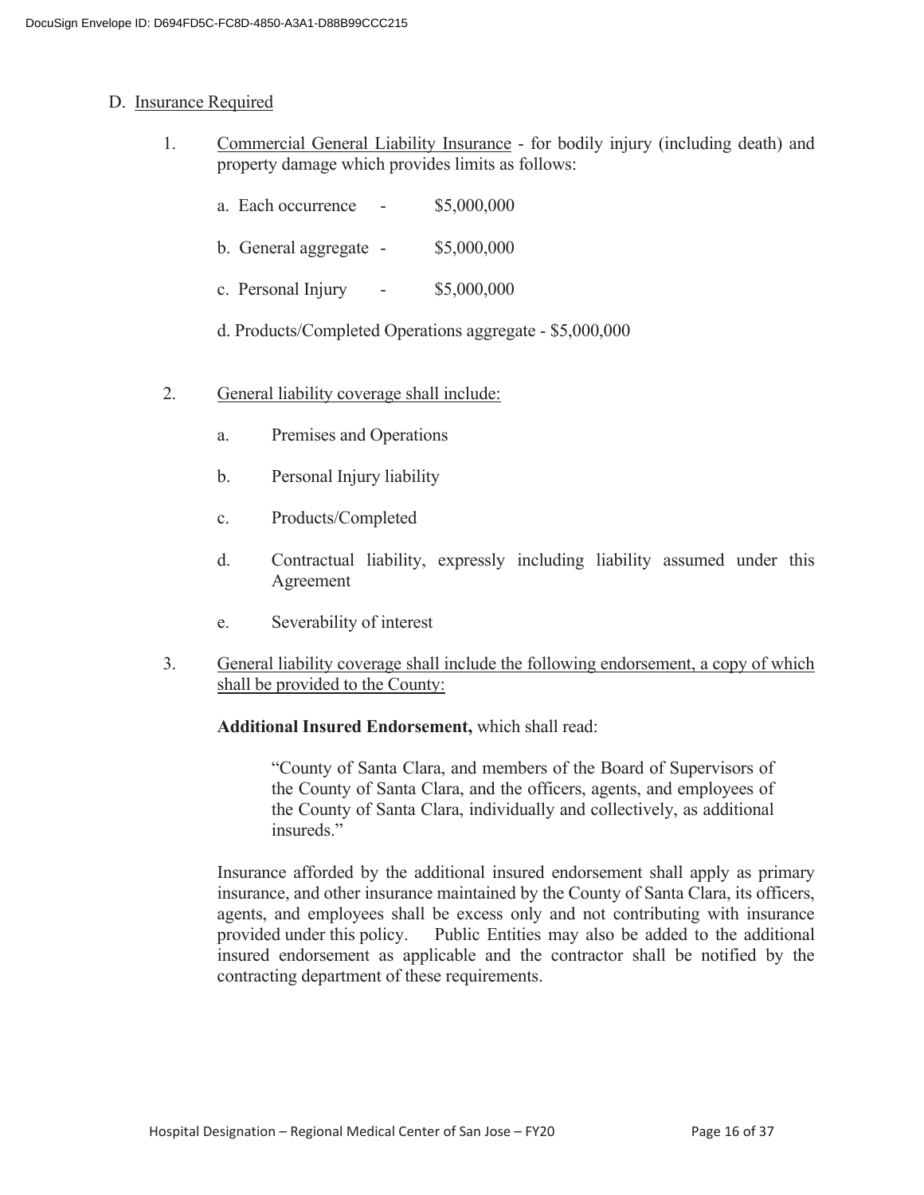D. <u>Insurance Required</u>

1. <u>Commercial General Liability Insurance</u> - for bodily injury (including death) and property damage which provides limits as follows:

   a. Each occurrence - $5,000,000

   b. General aggregate - $5,000,000

   c. Personal Injury - $5,000,000

   d. Products/Completed Operations aggregate - $5,000,000

2. <u>General liability coverage shall include:</u>

   a. Premises and Operations

   b. Personal Injury liability

   c. Products/Completed

   d. Contractual liability, expressly including liability assumed under this Agreement

   e. Severability of interest

3. <u>General liability coverage shall include the following endorsement, a copy of which shall be provided to the County:</u>

   **Additional Insured Endorsement,** which shall read:

   > "County of Santa Clara, and members of the Board of Supervisors of the County of Santa Clara, and the officers, agents, and employees of the County of Santa Clara, individually and collectively, as additional insureds."

   Insurance afforded by the additional insured endorsement shall apply as primary insurance, and other insurance maintained by the County of Santa Clara, its officers, agents, and employees shall be excess only and not contributing with insurance provided under this policy. Public Entities may also be added to the additional insured endorsement as applicable and the contractor shall be notified by the contracting department of these requirements.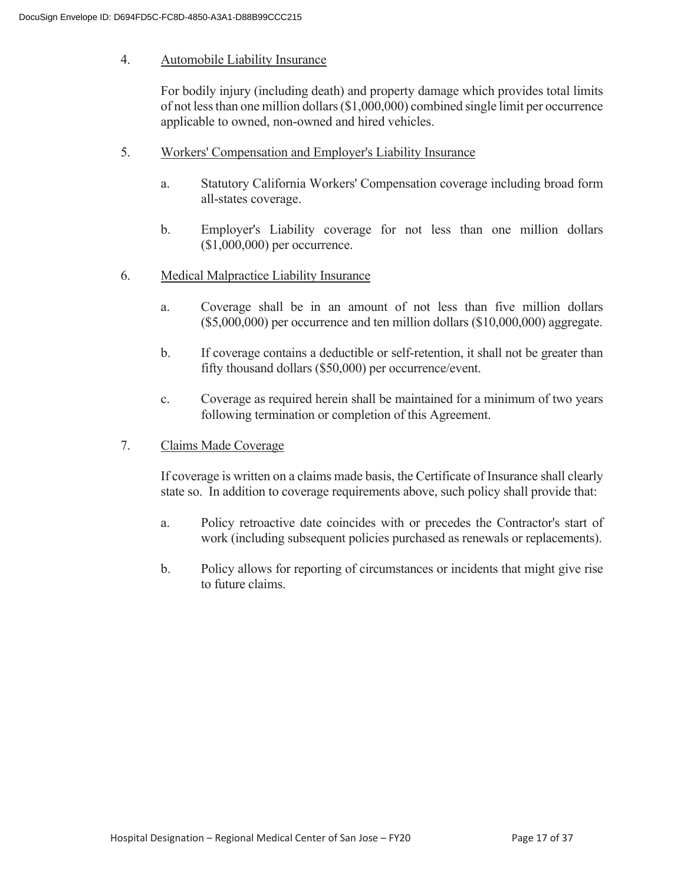4. <u>Automobile Liability Insurance</u>

   For bodily injury (including death) and property damage which provides total limits of not less than one million dollars ($1,000,000) combined single limit per occurrence applicable to owned, non-owned and hired vehicles.

5. <u>Workers' Compensation and Employer's Liability Insurance</u>

   a. Statutory California Workers' Compensation coverage including broad form all-states coverage.

   b. Employer's Liability coverage for not less than one million dollars ($1,000,000) per occurrence.

6. <u>Medical Malpractice Liability Insurance</u>

   a. Coverage shall be in an amount of not less than five million dollars ($5,000,000) per occurrence and ten million dollars ($10,000,000) aggregate.

   b. If coverage contains a deductible or self-retention, it shall not be greater than fifty thousand dollars ($50,000) per occurrence/event.

   c. Coverage as required herein shall be maintained for a minimum of two years following termination or completion of this Agreement.

7. <u>Claims Made Coverage</u>

   If coverage is written on a claims made basis, the Certificate of Insurance shall clearly state so. In addition to coverage requirements above, such policy shall provide that:

   a. Policy retroactive date coincides with or precedes the Contractor's start of work (including subsequent policies purchased as renewals or replacements).

   b. Policy allows for reporting of circumstances or incidents that might give rise to future claims.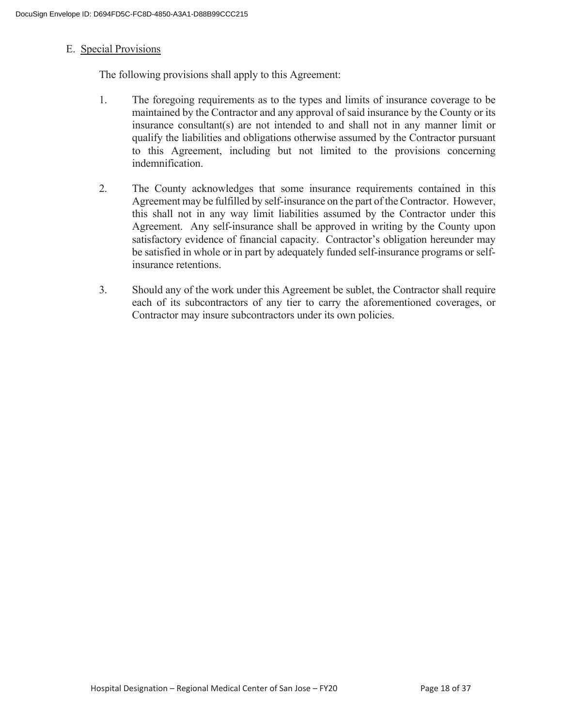E. Special Provisions

The following provisions shall apply to this Agreement:

1. The foregoing requirements as to the types and limits of insurance coverage to be maintained by the Contractor and any approval of said insurance by the County or its insurance consultant(s) are not intended to and shall not in any manner limit or qualify the liabilities and obligations otherwise assumed by the Contractor pursuant to this Agreement, including but not limited to the provisions concerning indemnification.

2. The County acknowledges that some insurance requirements contained in this Agreement may be fulfilled by self-insurance on the part of the Contractor. However, this shall not in any way limit liabilities assumed by the Contractor under this Agreement. Any self-insurance shall be approved in writing by the County upon satisfactory evidence of financial capacity. Contractor's obligation hereunder may be satisfied in whole or in part by adequately funded self-insurance programs or self-insurance retentions.

3. Should any of the work under this Agreement be sublet, the Contractor shall require each of its subcontractors of any tier to carry the aforementioned coverages, or Contractor may insure subcontractors under its own policies.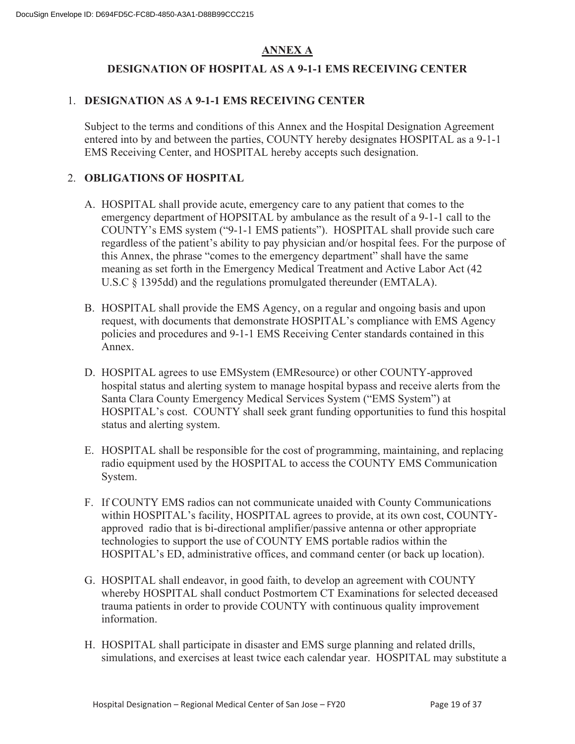## ANNEX A

## DESIGNATION OF HOSPITAL AS A 9-1-1 EMS RECEIVING CENTER

1. **DESIGNATION AS A 9-1-1 EMS RECEIVING CENTER**

   Subject to the terms and conditions of this Annex and the Hospital Designation Agreement entered into by and between the parties, COUNTY hereby designates HOSPITAL as a 9-1-1 EMS Receiving Center, and HOSPITAL hereby accepts such designation.

2. **OBLIGATIONS OF HOSPITAL**

   A. HOSPITAL shall provide acute, emergency care to any patient that comes to the emergency department of HOPSITAL by ambulance as the result of a 9-1-1 call to the COUNTY's EMS system ("9-1-1 EMS patients"). HOSPITAL shall provide such care regardless of the patient's ability to pay physician and/or hospital fees. For the purpose of this Annex, the phrase "comes to the emergency department" shall have the same meaning as set forth in the Emergency Medical Treatment and Active Labor Act (42 U.S.C § 1395dd) and the regulations promulgated thereunder (EMTALA).

   B. HOSPITAL shall provide the EMS Agency, on a regular and ongoing basis and upon request, with documents that demonstrate HOSPITAL's compliance with EMS Agency policies and procedures and 9-1-1 EMS Receiving Center standards contained in this Annex.

   D. HOSPITAL agrees to use EMSystem (EMResource) or other COUNTY-approved hospital status and alerting system to manage hospital bypass and receive alerts from the Santa Clara County Emergency Medical Services System ("EMS System") at HOSPITAL's cost. COUNTY shall seek grant funding opportunities to fund this hospital status and alerting system.

   E. HOSPITAL shall be responsible for the cost of programming, maintaining, and replacing radio equipment used by the HOSPITAL to access the COUNTY EMS Communication System.

   F. If COUNTY EMS radios can not communicate unaided with County Communications within HOSPITAL's facility, HOSPITAL agrees to provide, at its own cost, COUNTY-approved radio that is bi-directional amplifier/passive antenna or other appropriate technologies to support the use of COUNTY EMS portable radios within the HOSPITAL's ED, administrative offices, and command center (or back up location).

   G. HOSPITAL shall endeavor, in good faith, to develop an agreement with COUNTY whereby HOSPITAL shall conduct Postmortem CT Examinations for selected deceased trauma patients in order to provide COUNTY with continuous quality improvement information.

   H. HOSPITAL shall participate in disaster and EMS surge planning and related drills, simulations, and exercises at least twice each calendar year. HOSPITAL may substitute a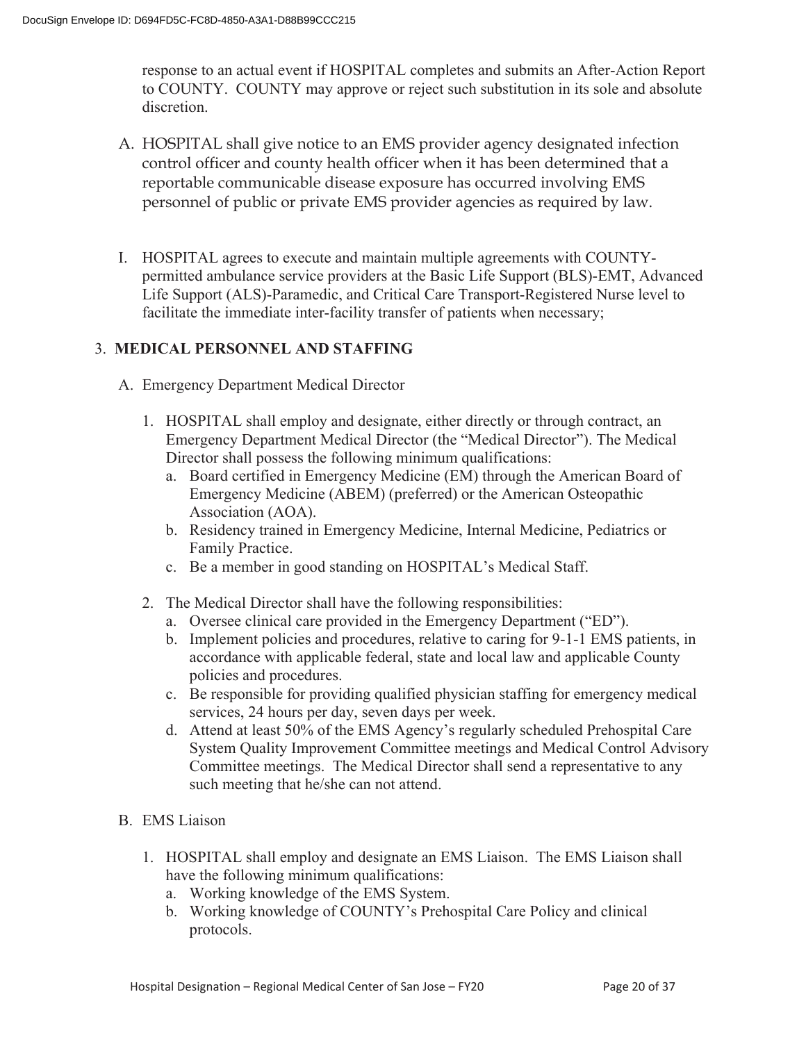response to an actual event if HOSPITAL completes and submits an After-Action Report to COUNTY. COUNTY may approve or reject such substitution in its sole and absolute discretion.

A. HOSPITAL shall give notice to an EMS provider agency designated infection control officer and county health officer when it has been determined that a reportable communicable disease exposure has occurred involving EMS personnel of public or private EMS provider agencies as required by law.

I. HOSPITAL agrees to execute and maintain multiple agreements with COUNTY-permitted ambulance service providers at the Basic Life Support (BLS)-EMT, Advanced Life Support (ALS)-Paramedic, and Critical Care Transport-Registered Nurse level to facilitate the immediate inter-facility transfer of patients when necessary;

3. **MEDICAL PERSONNEL AND STAFFING**

A. Emergency Department Medical Director

1. HOSPITAL shall employ and designate, either directly or through contract, an Emergency Department Medical Director (the "Medical Director"). The Medical Director shall possess the following minimum qualifications:
   a. Board certified in Emergency Medicine (EM) through the American Board of Emergency Medicine (ABEM) (preferred) or the American Osteopathic Association (AOA).
   b. Residency trained in Emergency Medicine, Internal Medicine, Pediatrics or Family Practice.
   c. Be a member in good standing on HOSPITAL's Medical Staff.

2. The Medical Director shall have the following responsibilities:
   a. Oversee clinical care provided in the Emergency Department ("ED").
   b. Implement policies and procedures, relative to caring for 9-1-1 EMS patients, in accordance with applicable federal, state and local law and applicable County policies and procedures.
   c. Be responsible for providing qualified physician staffing for emergency medical services, 24 hours per day, seven days per week.
   d. Attend at least 50% of the EMS Agency's regularly scheduled Prehospital Care System Quality Improvement Committee meetings and Medical Control Advisory Committee meetings. The Medical Director shall send a representative to any such meeting that he/she can not attend.

B. EMS Liaison

1. HOSPITAL shall employ and designate an EMS Liaison. The EMS Liaison shall have the following minimum qualifications:
   a. Working knowledge of the EMS System.
   b. Working knowledge of COUNTY's Prehospital Care Policy and clinical protocols.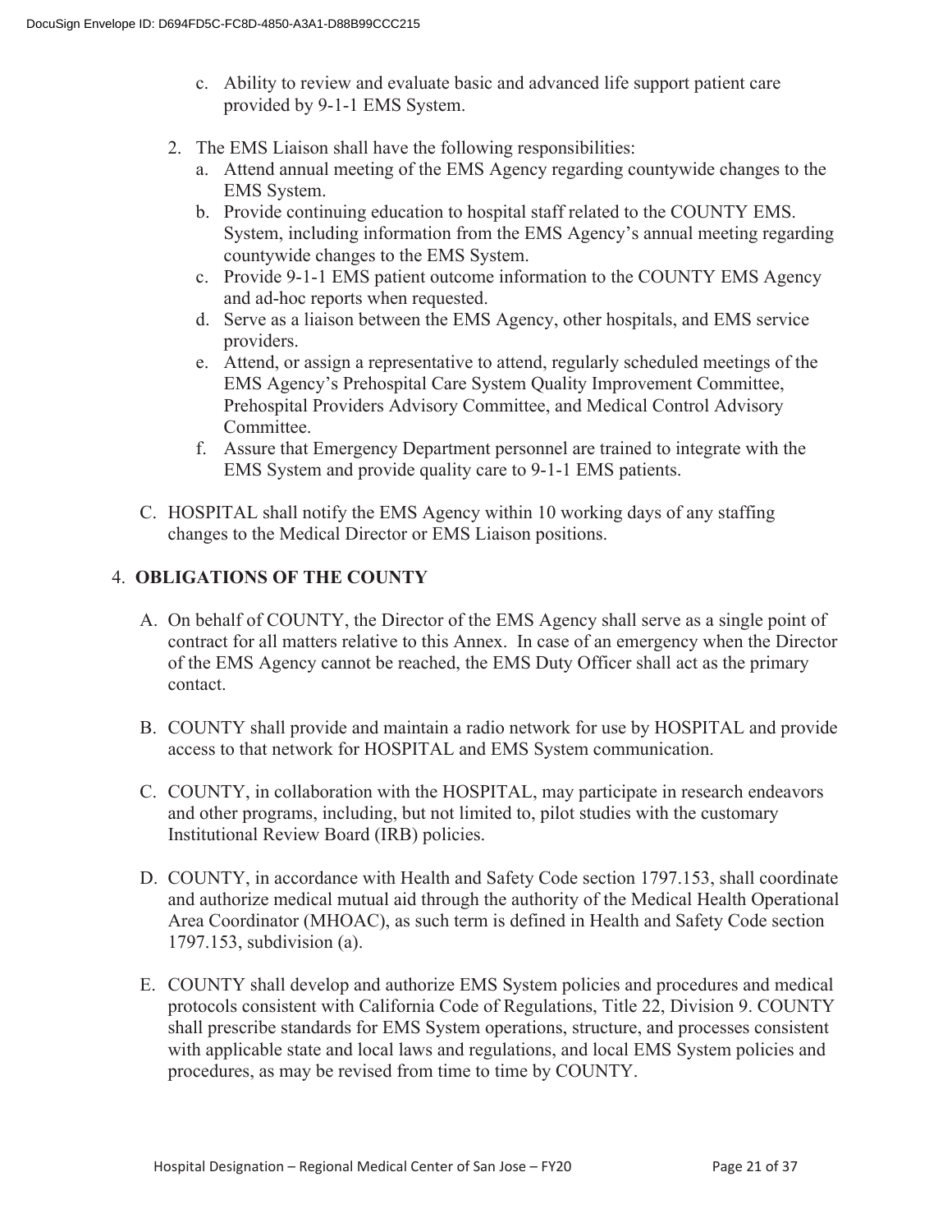c. Ability to review and evaluate basic and advanced life support patient care provided by 9-1-1 EMS System.

2. The EMS Liaison shall have the following responsibilities:
   a. Attend annual meeting of the EMS Agency regarding countywide changes to the EMS System.
   b. Provide continuing education to hospital staff related to the COUNTY EMS. System, including information from the EMS Agency's annual meeting regarding countywide changes to the EMS System.
   c. Provide 9-1-1 EMS patient outcome information to the COUNTY EMS Agency and ad-hoc reports when requested.
   d. Serve as a liaison between the EMS Agency, other hospitals, and EMS service providers.
   e. Attend, or assign a representative to attend, regularly scheduled meetings of the EMS Agency's Prehospital Care System Quality Improvement Committee, Prehospital Providers Advisory Committee, and Medical Control Advisory Committee.
   f. Assure that Emergency Department personnel are trained to integrate with the EMS System and provide quality care to 9-1-1 EMS patients.

C. HOSPITAL shall notify the EMS Agency within 10 working days of any staffing changes to the Medical Director or EMS Liaison positions.

## 4. OBLIGATIONS OF THE COUNTY

A. On behalf of COUNTY, the Director of the EMS Agency shall serve as a single point of contract for all matters relative to this Annex. In case of an emergency when the Director of the EMS Agency cannot be reached, the EMS Duty Officer shall act as the primary contact.

B. COUNTY shall provide and maintain a radio network for use by HOSPITAL and provide access to that network for HOSPITAL and EMS System communication.

C. COUNTY, in collaboration with the HOSPITAL, may participate in research endeavors and other programs, including, but not limited to, pilot studies with the customary Institutional Review Board (IRB) policies.

D. COUNTY, in accordance with Health and Safety Code section 1797.153, shall coordinate and authorize medical mutual aid through the authority of the Medical Health Operational Area Coordinator (MHOAC), as such term is defined in Health and Safety Code section 1797.153, subdivision (a).

E. COUNTY shall develop and authorize EMS System policies and procedures and medical protocols consistent with California Code of Regulations, Title 22, Division 9. COUNTY shall prescribe standards for EMS System operations, structure, and processes consistent with applicable state and local laws and regulations, and local EMS System policies and procedures, as may be revised from time to time by COUNTY.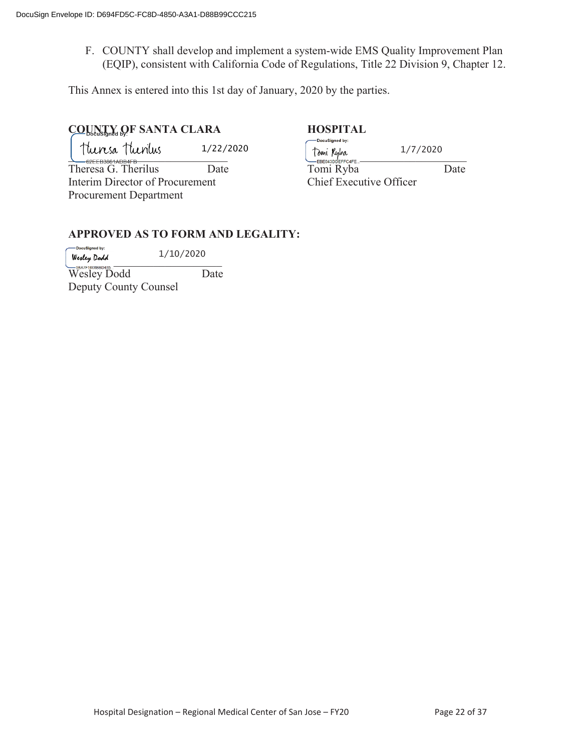F. COUNTY shall develop and implement a system-wide EMS Quality Improvement Plan (EQIP), consistent with California Code of Regulations, Title 22 Division 9, Chapter 12.

This Annex is entered into this 1st day of January, 2020 by the parties.

**COUNTY OF SANTA CLARA**

DocuSigned by: Theresa Therilus 1/22/2020

Theresa G. Therilus Date
Interim Director of Procurement
Procurement Department

**HOSPITAL**

DocuSigned by: Tomi Ryba 1/7/2020

Tomi Ryba Date
Chief Executive Officer

**APPROVED AS TO FORM AND LEGALITY:**

DocuSigned by: Wesley Dodd 1/10/2020

Wesley Dodd Date
Deputy County Counsel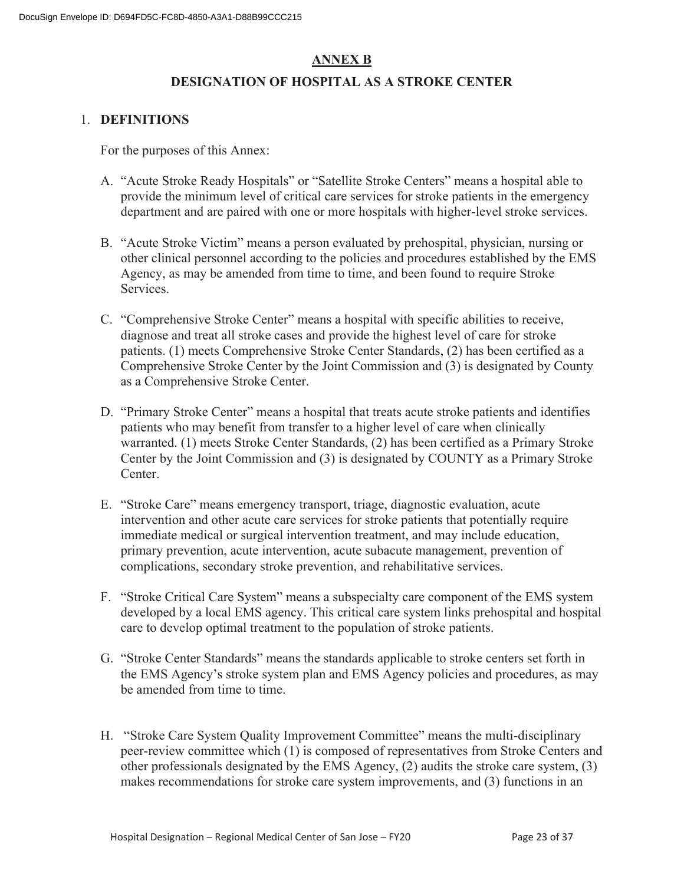# ANNEX B

## DESIGNATION OF HOSPITAL AS A STROKE CENTER

1. **DEFINITIONS**

   For the purposes of this Annex:

   A. "Acute Stroke Ready Hospitals" or "Satellite Stroke Centers" means a hospital able to provide the minimum level of critical care services for stroke patients in the emergency department and are paired with one or more hospitals with higher-level stroke services.

   B. "Acute Stroke Victim" means a person evaluated by prehospital, physician, nursing or other clinical personnel according to the policies and procedures established by the EMS Agency, as may be amended from time to time, and been found to require Stroke Services.

   C. "Comprehensive Stroke Center" means a hospital with specific abilities to receive, diagnose and treat all stroke cases and provide the highest level of care for stroke patients. (1) meets Comprehensive Stroke Center Standards, (2) has been certified as a Comprehensive Stroke Center by the Joint Commission and (3) is designated by County as a Comprehensive Stroke Center.

   D. "Primary Stroke Center" means a hospital that treats acute stroke patients and identifies patients who may benefit from transfer to a higher level of care when clinically warranted. (1) meets Stroke Center Standards, (2) has been certified as a Primary Stroke Center by the Joint Commission and (3) is designated by COUNTY as a Primary Stroke Center.

   E. "Stroke Care" means emergency transport, triage, diagnostic evaluation, acute intervention and other acute care services for stroke patients that potentially require immediate medical or surgical intervention treatment, and may include education, primary prevention, acute intervention, acute subacute management, prevention of complications, secondary stroke prevention, and rehabilitative services.

   F. "Stroke Critical Care System" means a subspecialty care component of the EMS system developed by a local EMS agency. This critical care system links prehospital and hospital care to develop optimal treatment to the population of stroke patients.

   G. "Stroke Center Standards" means the standards applicable to stroke centers set forth in the EMS Agency's stroke system plan and EMS Agency policies and procedures, as may be amended from time to time.

   H. "Stroke Care System Quality Improvement Committee" means the multi-disciplinary peer-review committee which (1) is composed of representatives from Stroke Centers and other professionals designated by the EMS Agency, (2) audits the stroke care system, (3) makes recommendations for stroke care system improvements, and (3) functions in an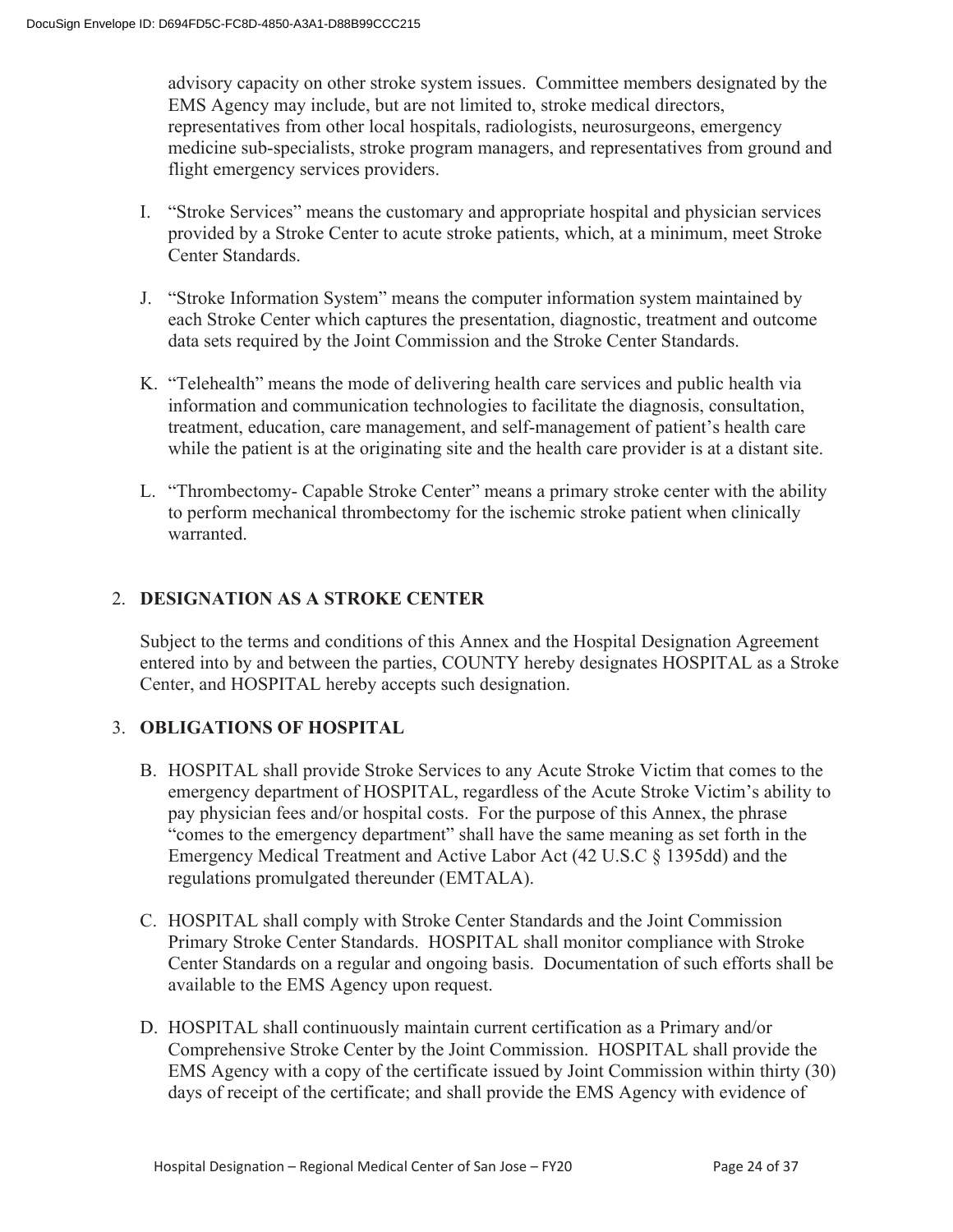advisory capacity on other stroke system issues. Committee members designated by the EMS Agency may include, but are not limited to, stroke medical directors, representatives from other local hospitals, radiologists, neurosurgeons, emergency medicine sub-specialists, stroke program managers, and representatives from ground and flight emergency services providers.

I. "Stroke Services" means the customary and appropriate hospital and physician services provided by a Stroke Center to acute stroke patients, which, at a minimum, meet Stroke Center Standards.

J. "Stroke Information System" means the computer information system maintained by each Stroke Center which captures the presentation, diagnostic, treatment and outcome data sets required by the Joint Commission and the Stroke Center Standards.

K. "Telehealth" means the mode of delivering health care services and public health via information and communication technologies to facilitate the diagnosis, consultation, treatment, education, care management, and self-management of patient's health care while the patient is at the originating site and the health care provider is at a distant site.

L. "Thrombectomy- Capable Stroke Center" means a primary stroke center with the ability to perform mechanical thrombectomy for the ischemic stroke patient when clinically warranted.

## 2. DESIGNATION AS A STROKE CENTER

Subject to the terms and conditions of this Annex and the Hospital Designation Agreement entered into by and between the parties, COUNTY hereby designates HOSPITAL as a Stroke Center, and HOSPITAL hereby accepts such designation.

## 3. OBLIGATIONS OF HOSPITAL

B. HOSPITAL shall provide Stroke Services to any Acute Stroke Victim that comes to the emergency department of HOSPITAL, regardless of the Acute Stroke Victim's ability to pay physician fees and/or hospital costs. For the purpose of this Annex, the phrase "comes to the emergency department" shall have the same meaning as set forth in the Emergency Medical Treatment and Active Labor Act (42 U.S.C § 1395dd) and the regulations promulgated thereunder (EMTALA).

C. HOSPITAL shall comply with Stroke Center Standards and the Joint Commission Primary Stroke Center Standards. HOSPITAL shall monitor compliance with Stroke Center Standards on a regular and ongoing basis. Documentation of such efforts shall be available to the EMS Agency upon request.

D. HOSPITAL shall continuously maintain current certification as a Primary and/or Comprehensive Stroke Center by the Joint Commission. HOSPITAL shall provide the EMS Agency with a copy of the certificate issued by Joint Commission within thirty (30) days of receipt of the certificate; and shall provide the EMS Agency with evidence of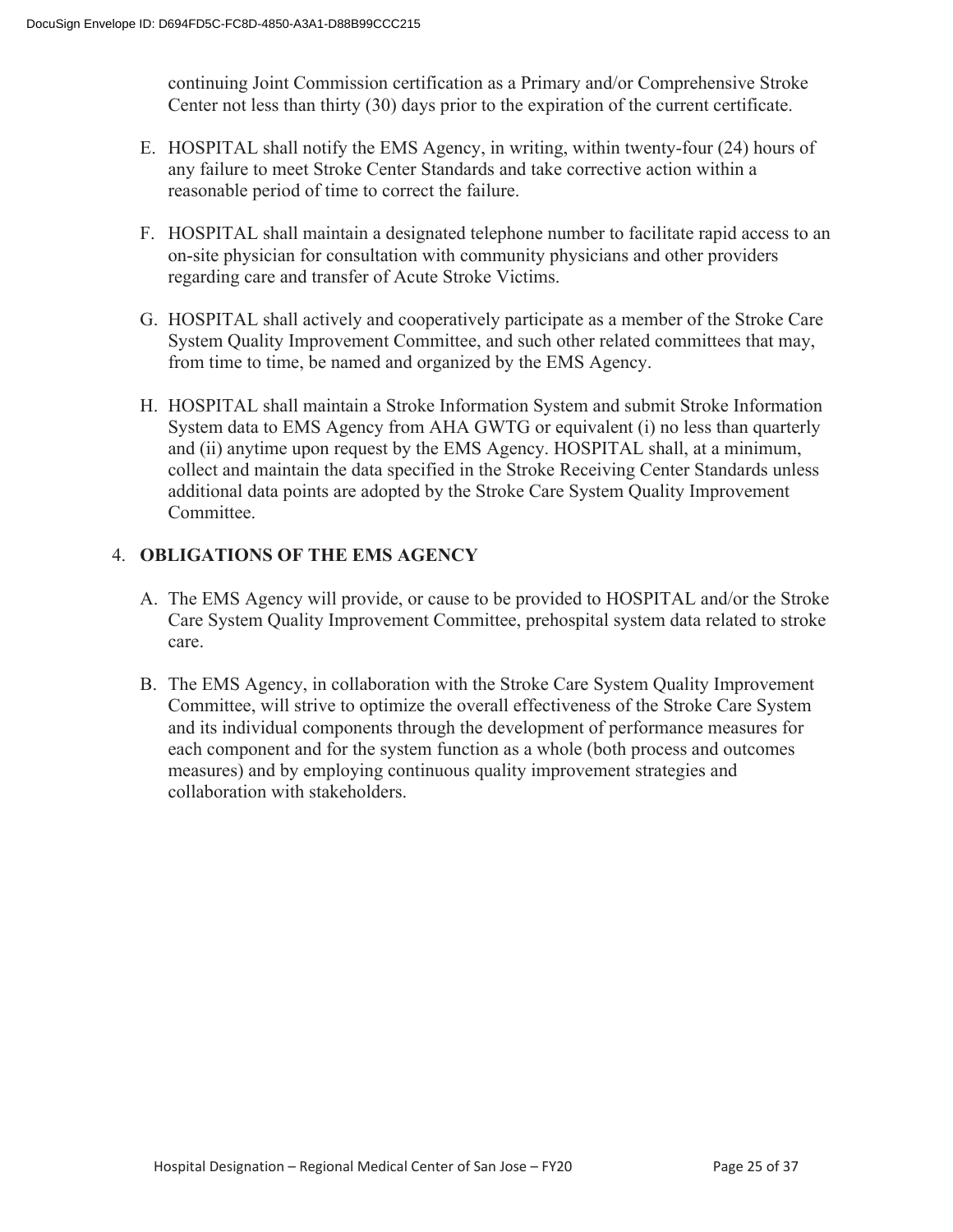continuing Joint Commission certification as a Primary and/or Comprehensive Stroke Center not less than thirty (30) days prior to the expiration of the current certificate.

E. HOSPITAL shall notify the EMS Agency, in writing, within twenty-four (24) hours of any failure to meet Stroke Center Standards and take corrective action within a reasonable period of time to correct the failure.

F. HOSPITAL shall maintain a designated telephone number to facilitate rapid access to an on-site physician for consultation with community physicians and other providers regarding care and transfer of Acute Stroke Victims.

G. HOSPITAL shall actively and cooperatively participate as a member of the Stroke Care System Quality Improvement Committee, and such other related committees that may, from time to time, be named and organized by the EMS Agency.

H. HOSPITAL shall maintain a Stroke Information System and submit Stroke Information System data to EMS Agency from AHA GWTG or equivalent (i) no less than quarterly and (ii) anytime upon request by the EMS Agency. HOSPITAL shall, at a minimum, collect and maintain the data specified in the Stroke Receiving Center Standards unless additional data points are adopted by the Stroke Care System Quality Improvement Committee.

## 4. OBLIGATIONS OF THE EMS AGENCY

A. The EMS Agency will provide, or cause to be provided to HOSPITAL and/or the Stroke Care System Quality Improvement Committee, prehospital system data related to stroke care.

B. The EMS Agency, in collaboration with the Stroke Care System Quality Improvement Committee, will strive to optimize the overall effectiveness of the Stroke Care System and its individual components through the development of performance measures for each component and for the system function as a whole (both process and outcomes measures) and by employing continuous quality improvement strategies and collaboration with stakeholders.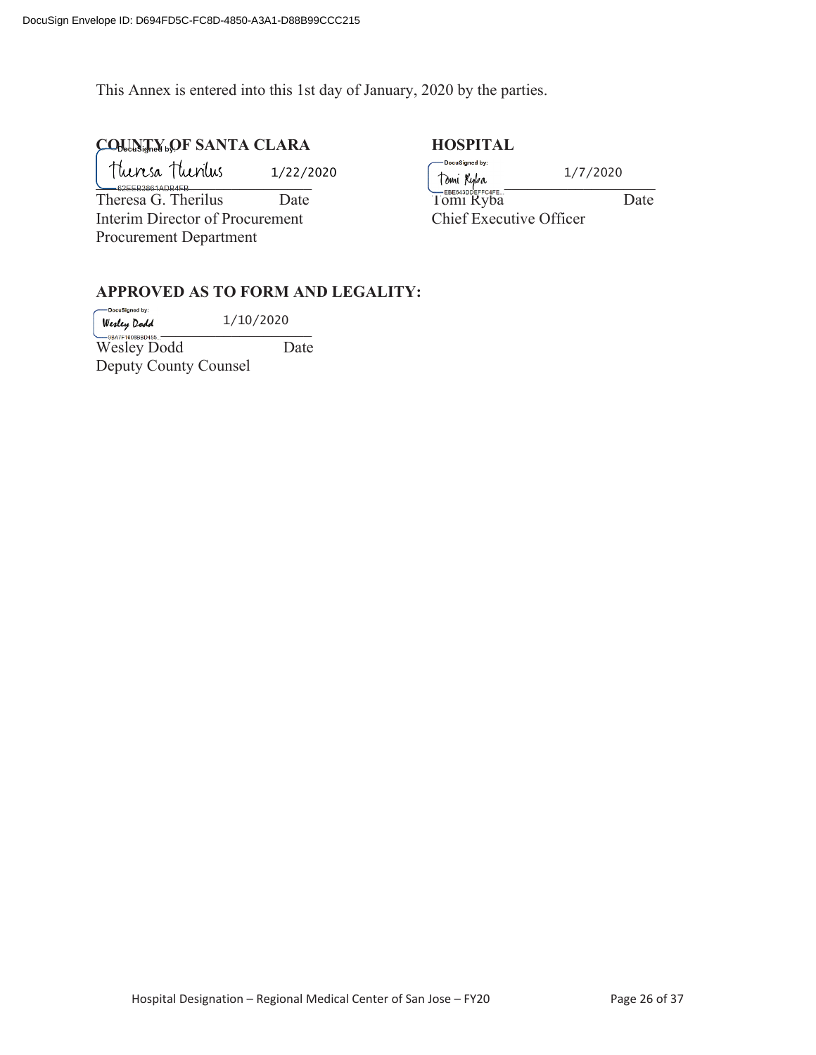DocuSign Envelope ID: D694FD5C-FC8D-4850-A3A1-D88B99CCC215

This Annex is entered into this 1st day of January, 2020 by the parties.

**COUNTY OF SANTA CLARA**

Theresa Therilus — 1/22/2020

Theresa G. Therilus — Date
Interim Director of Procurement
Procurement Department

**HOSPITAL**

Tomi Ryba — 1/7/2020

Tomi Ryba — Date
Chief Executive Officer

**APPROVED AS TO FORM AND LEGALITY:**

Wesley Dodd — 1/10/2020

Wesley Dodd — Date
Deputy County Counsel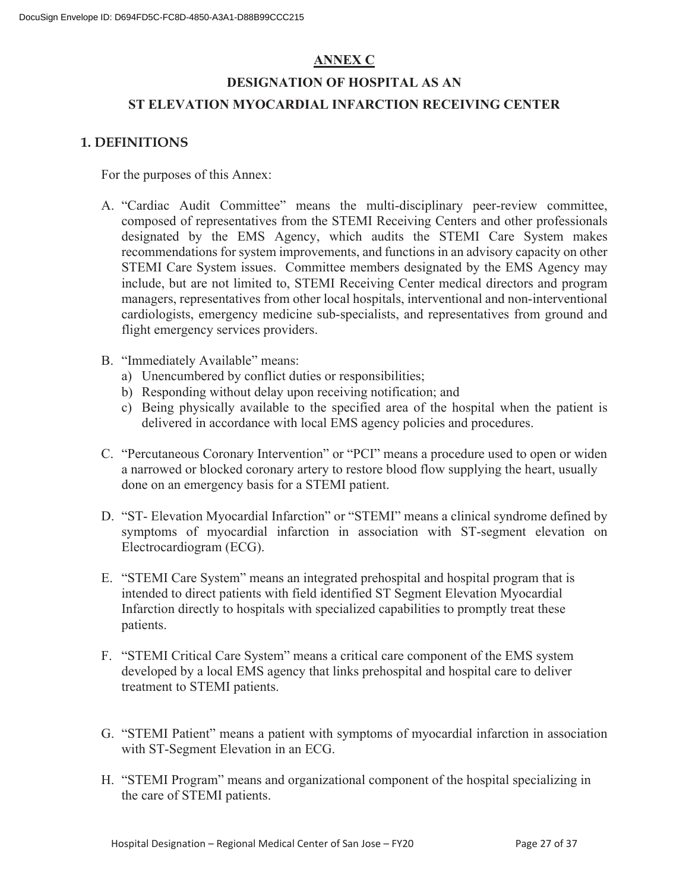# ANNEX C

## DESIGNATION OF HOSPITAL AS AN ST ELEVATION MYOCARDIAL INFARCTION RECEIVING CENTER

## 1. DEFINITIONS

For the purposes of this Annex:

A. "Cardiac Audit Committee" means the multi-disciplinary peer-review committee, composed of representatives from the STEMI Receiving Centers and other professionals designated by the EMS Agency, which audits the STEMI Care System makes recommendations for system improvements, and functions in an advisory capacity on other STEMI Care System issues. Committee members designated by the EMS Agency may include, but are not limited to, STEMI Receiving Center medical directors and program managers, representatives from other local hospitals, interventional and non-interventional cardiologists, emergency medicine sub-specialists, and representatives from ground and flight emergency services providers.

B. "Immediately Available" means:
   a) Unencumbered by conflict duties or responsibilities;
   b) Responding without delay upon receiving notification; and
   c) Being physically available to the specified area of the hospital when the patient is delivered in accordance with local EMS agency policies and procedures.

C. "Percutaneous Coronary Intervention" or "PCI" means a procedure used to open or widen a narrowed or blocked coronary artery to restore blood flow supplying the heart, usually done on an emergency basis for a STEMI patient.

D. "ST- Elevation Myocardial Infarction" or "STEMI" means a clinical syndrome defined by symptoms of myocardial infarction in association with ST-segment elevation on Electrocardiogram (ECG).

E. "STEMI Care System" means an integrated prehospital and hospital program that is intended to direct patients with field identified ST Segment Elevation Myocardial Infarction directly to hospitals with specialized capabilities to promptly treat these patients.

F. "STEMI Critical Care System" means a critical care component of the EMS system developed by a local EMS agency that links prehospital and hospital care to deliver treatment to STEMI patients.

G. "STEMI Patient" means a patient with symptoms of myocardial infarction in association with ST-Segment Elevation in an ECG.

H. "STEMI Program" means and organizational component of the hospital specializing in the care of STEMI patients.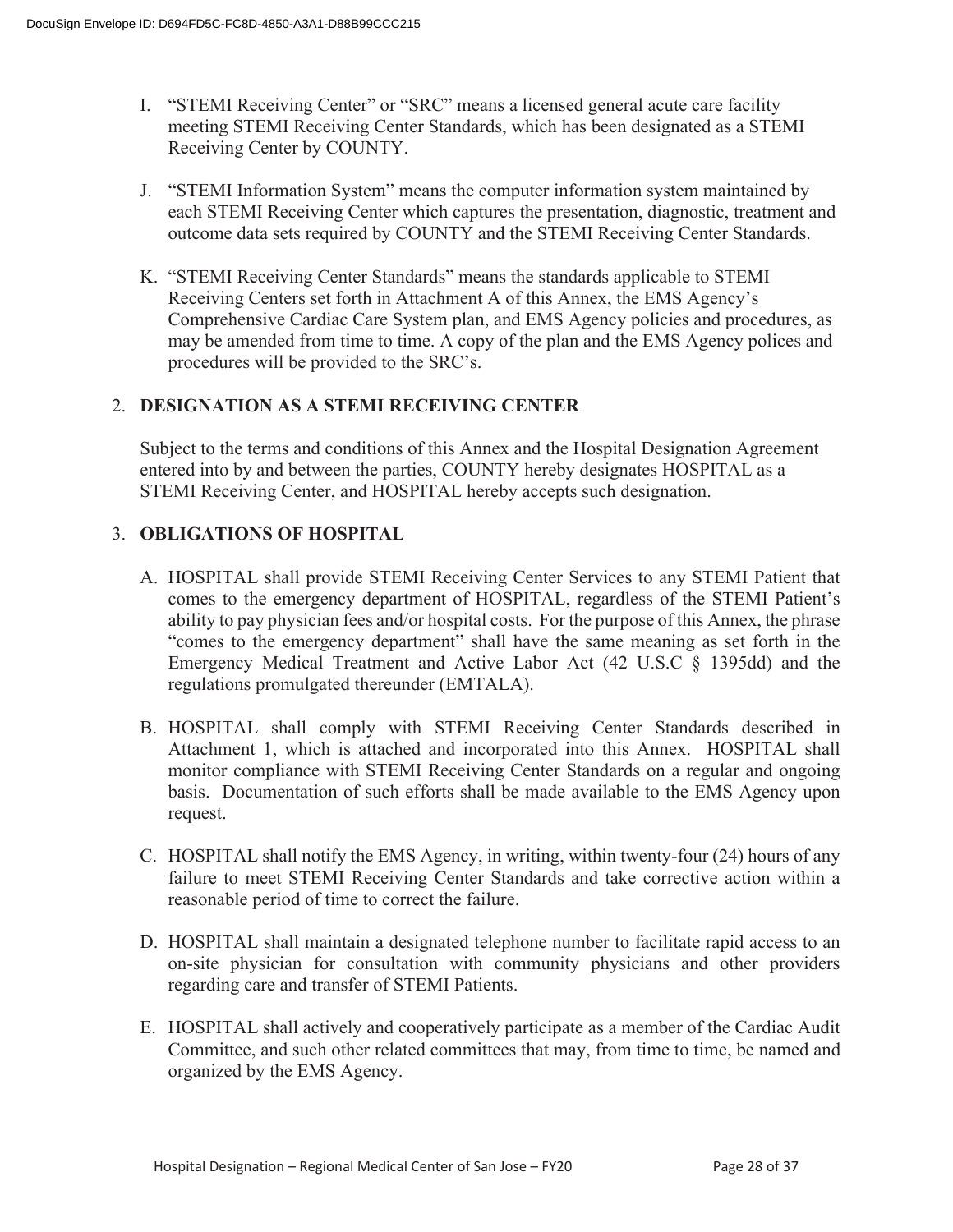I. "STEMI Receiving Center" or "SRC" means a licensed general acute care facility meeting STEMI Receiving Center Standards, which has been designated as a STEMI Receiving Center by COUNTY.

J. "STEMI Information System" means the computer information system maintained by each STEMI Receiving Center which captures the presentation, diagnostic, treatment and outcome data sets required by COUNTY and the STEMI Receiving Center Standards.

K. "STEMI Receiving Center Standards" means the standards applicable to STEMI Receiving Centers set forth in Attachment A of this Annex, the EMS Agency's Comprehensive Cardiac Care System plan, and EMS Agency policies and procedures, as may be amended from time to time. A copy of the plan and the EMS Agency polices and procedures will be provided to the SRC's.

2. **DESIGNATION AS A STEMI RECEIVING CENTER**

Subject to the terms and conditions of this Annex and the Hospital Designation Agreement entered into by and between the parties, COUNTY hereby designates HOSPITAL as a STEMI Receiving Center, and HOSPITAL hereby accepts such designation.

3. **OBLIGATIONS OF HOSPITAL**

A. HOSPITAL shall provide STEMI Receiving Center Services to any STEMI Patient that comes to the emergency department of HOSPITAL, regardless of the STEMI Patient's ability to pay physician fees and/or hospital costs. For the purpose of this Annex, the phrase "comes to the emergency department" shall have the same meaning as set forth in the Emergency Medical Treatment and Active Labor Act (42 U.S.C § 1395dd) and the regulations promulgated thereunder (EMTALA).

B. HOSPITAL shall comply with STEMI Receiving Center Standards described in Attachment 1, which is attached and incorporated into this Annex. HOSPITAL shall monitor compliance with STEMI Receiving Center Standards on a regular and ongoing basis. Documentation of such efforts shall be made available to the EMS Agency upon request.

C. HOSPITAL shall notify the EMS Agency, in writing, within twenty-four (24) hours of any failure to meet STEMI Receiving Center Standards and take corrective action within a reasonable period of time to correct the failure.

D. HOSPITAL shall maintain a designated telephone number to facilitate rapid access to an on-site physician for consultation with community physicians and other providers regarding care and transfer of STEMI Patients.

E. HOSPITAL shall actively and cooperatively participate as a member of the Cardiac Audit Committee, and such other related committees that may, from time to time, be named and organized by the EMS Agency.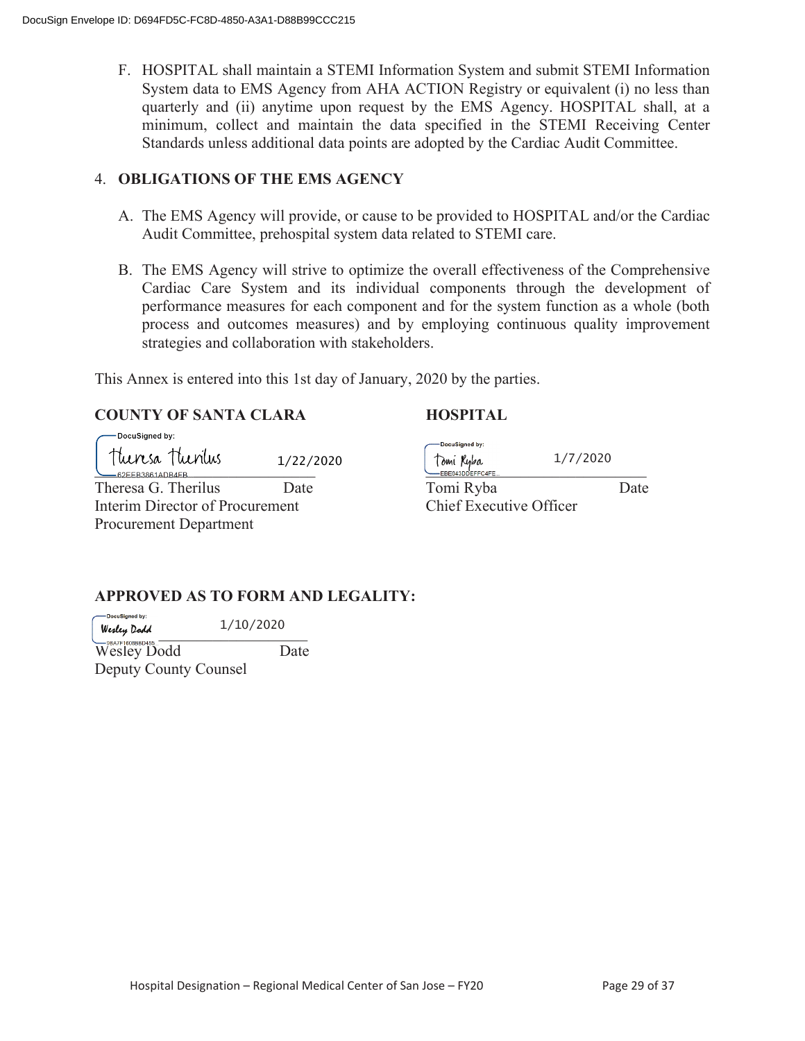F. HOSPITAL shall maintain a STEMI Information System and submit STEMI Information System data to EMS Agency from AHA ACTION Registry or equivalent (i) no less than quarterly and (ii) anytime upon request by the EMS Agency. HOSPITAL shall, at a minimum, collect and maintain the data specified in the STEMI Receiving Center Standards unless additional data points are adopted by the Cardiac Audit Committee.

4. **OBLIGATIONS OF THE EMS AGENCY**

   A. The EMS Agency will provide, or cause to be provided to HOSPITAL and/or the Cardiac Audit Committee, prehospital system data related to STEMI care.

   B. The EMS Agency will strive to optimize the overall effectiveness of the Comprehensive Cardiac Care System and its individual components through the development of performance measures for each component and for the system function as a whole (both process and outcomes measures) and by employing continuous quality improvement strategies and collaboration with stakeholders.

This Annex is entered into this 1st day of January, 2020 by the parties.

**COUNTY OF SANTA CLARA**

DocuSigned by: Theresa Therilus — 1/22/2020
62EEB3861ADB4EB

Theresa G. Therilus — Date
Interim Director of Procurement
Procurement Department

**HOSPITAL**

DocuSigned by: Tomi Ryba — 1/7/2020
EBE043DDEFFC4FE...

Tomi Ryba — Date
Chief Executive Officer

**APPROVED AS TO FORM AND LEGALITY:**

DocuSigned by: Wesley Dodd — 1/10/2020
95A7F1608B8D495

Wesley Dodd — Date
Deputy County Counsel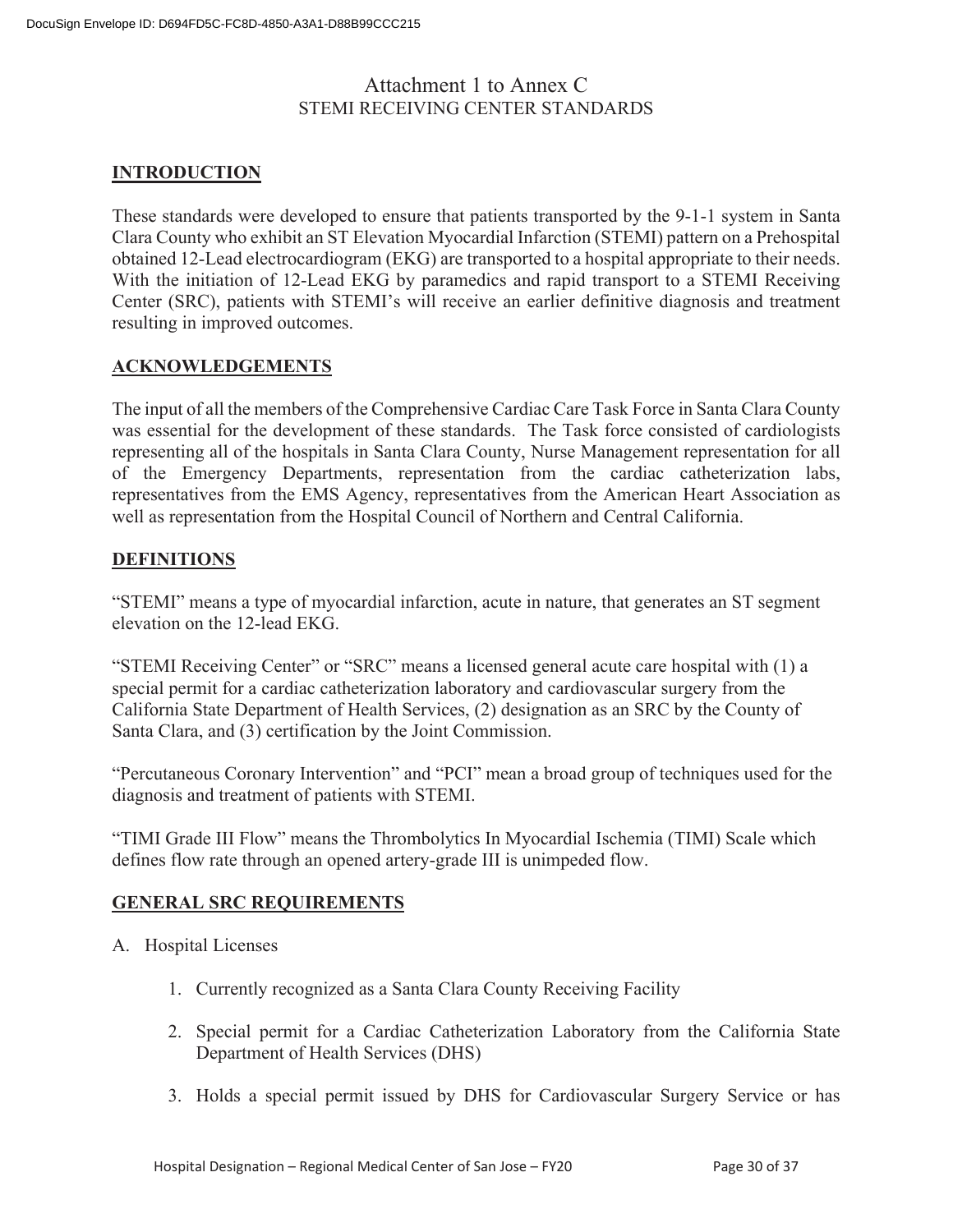# Attachment 1 to Annex C

## STEMI RECEIVING CENTER STANDARDS

### INTRODUCTION

These standards were developed to ensure that patients transported by the 9-1-1 system in Santa Clara County who exhibit an ST Elevation Myocardial Infarction (STEMI) pattern on a Prehospital obtained 12-Lead electrocardiogram (EKG) are transported to a hospital appropriate to their needs. With the initiation of 12-Lead EKG by paramedics and rapid transport to a STEMI Receiving Center (SRC), patients with STEMI's will receive an earlier definitive diagnosis and treatment resulting in improved outcomes.

### ACKNOWLEDGEMENTS

The input of all the members of the Comprehensive Cardiac Care Task Force in Santa Clara County was essential for the development of these standards. The Task force consisted of cardiologists representing all of the hospitals in Santa Clara County, Nurse Management representation for all of the Emergency Departments, representation from the cardiac catheterization labs, representatives from the EMS Agency, representatives from the American Heart Association as well as representation from the Hospital Council of Northern and Central California.

### DEFINITIONS

"STEMI" means a type of myocardial infarction, acute in nature, that generates an ST segment elevation on the 12-lead EKG.

"STEMI Receiving Center" or "SRC" means a licensed general acute care hospital with (1) a special permit for a cardiac catheterization laboratory and cardiovascular surgery from the California State Department of Health Services, (2) designation as an SRC by the County of Santa Clara, and (3) certification by the Joint Commission.

"Percutaneous Coronary Intervention" and "PCI" mean a broad group of techniques used for the diagnosis and treatment of patients with STEMI.

"TIMI Grade III Flow" means the Thrombolytics In Myocardial Ischemia (TIMI) Scale which defines flow rate through an opened artery-grade III is unimpeded flow.

### GENERAL SRC REQUIREMENTS

A. Hospital Licenses

1. Currently recognized as a Santa Clara County Receiving Facility
2. Special permit for a Cardiac Catheterization Laboratory from the California State Department of Health Services (DHS)
3. Holds a special permit issued by DHS for Cardiovascular Surgery Service or has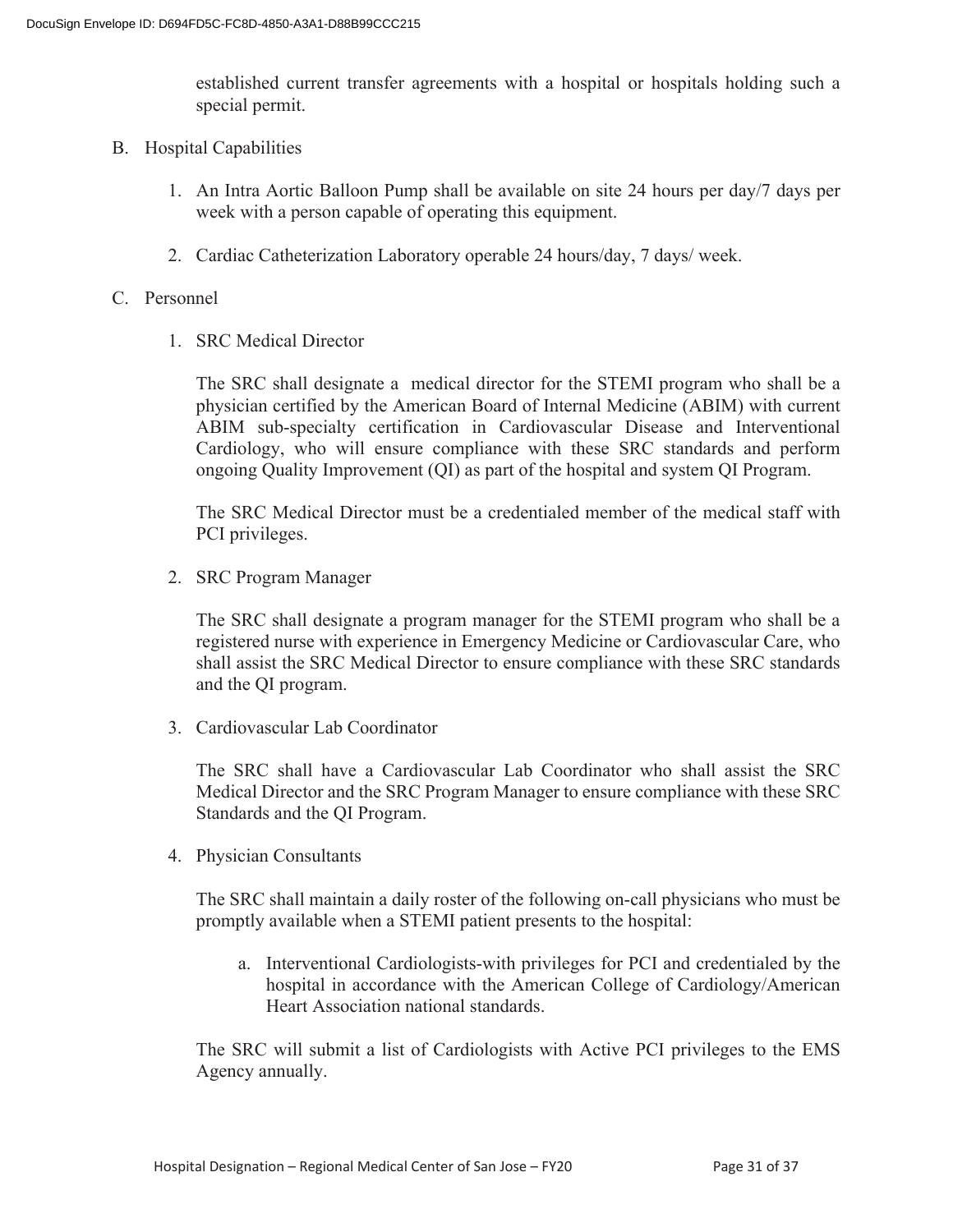established current transfer agreements with a hospital or hospitals holding such a special permit.

B. Hospital Capabilities

1. An Intra Aortic Balloon Pump shall be available on site 24 hours per day/7 days per week with a person capable of operating this equipment.

2. Cardiac Catheterization Laboratory operable 24 hours/day, 7 days/ week.

C. Personnel

1. SRC Medical Director

   The SRC shall designate a medical director for the STEMI program who shall be a physician certified by the American Board of Internal Medicine (ABIM) with current ABIM sub-specialty certification in Cardiovascular Disease and Interventional Cardiology, who will ensure compliance with these SRC standards and perform ongoing Quality Improvement (QI) as part of the hospital and system QI Program.

   The SRC Medical Director must be a credentialed member of the medical staff with PCI privileges.

2. SRC Program Manager

   The SRC shall designate a program manager for the STEMI program who shall be a registered nurse with experience in Emergency Medicine or Cardiovascular Care, who shall assist the SRC Medical Director to ensure compliance with these SRC standards and the QI program.

3. Cardiovascular Lab Coordinator

   The SRC shall have a Cardiovascular Lab Coordinator who shall assist the SRC Medical Director and the SRC Program Manager to ensure compliance with these SRC Standards and the QI Program.

4. Physician Consultants

   The SRC shall maintain a daily roster of the following on-call physicians who must be promptly available when a STEMI patient presents to the hospital:

   a. Interventional Cardiologists-with privileges for PCI and credentialed by the hospital in accordance with the American College of Cardiology/American Heart Association national standards.

   The SRC will submit a list of Cardiologists with Active PCI privileges to the EMS Agency annually.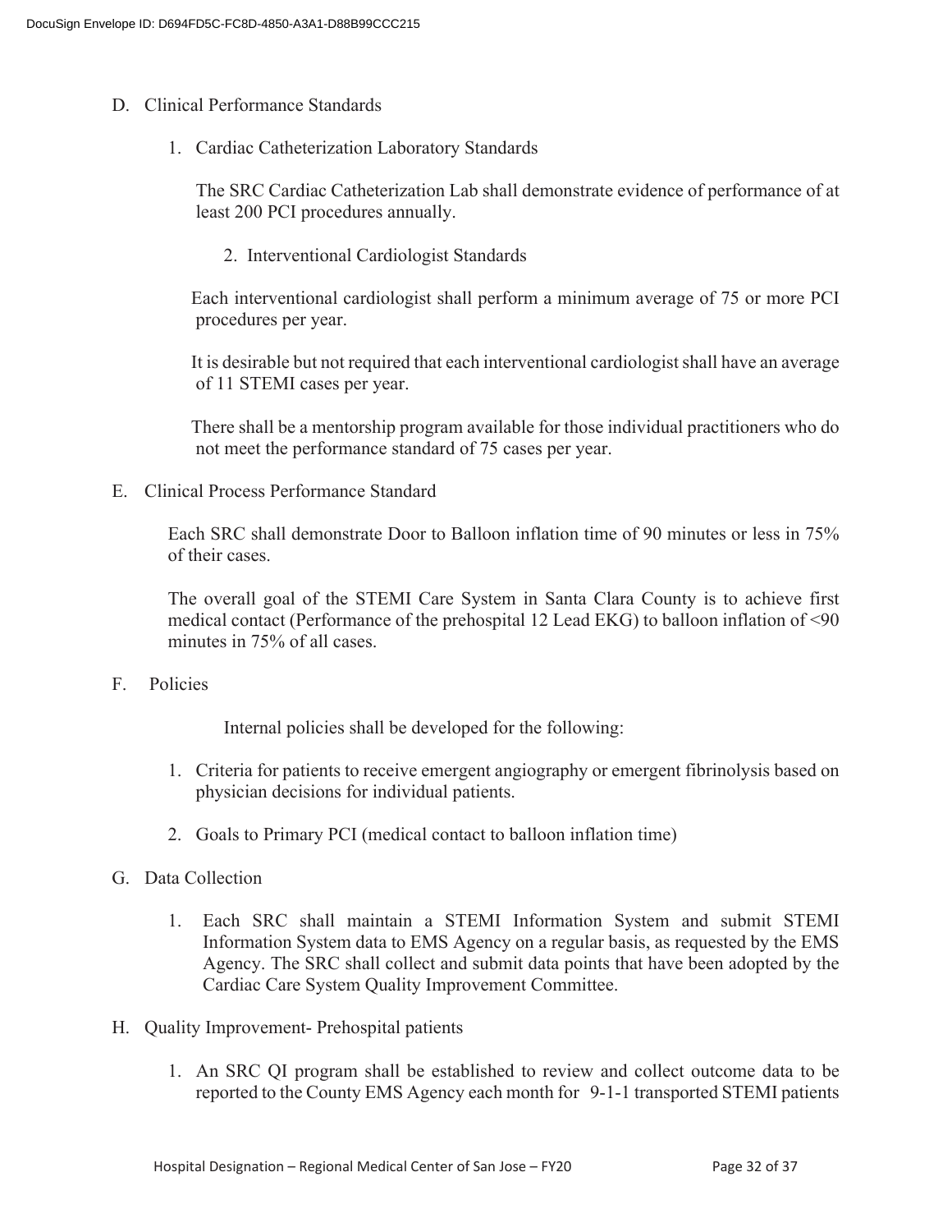D. Clinical Performance Standards

1. Cardiac Catheterization Laboratory Standards

   The SRC Cardiac Catheterization Lab shall demonstrate evidence of performance of at least 200 PCI procedures annually.

2. Interventional Cardiologist Standards

   Each interventional cardiologist shall perform a minimum average of 75 or more PCI procedures per year.

   It is desirable but not required that each interventional cardiologist shall have an average of 11 STEMI cases per year.

   There shall be a mentorship program available for those individual practitioners who do not meet the performance standard of 75 cases per year.

E. Clinical Process Performance Standard

Each SRC shall demonstrate Door to Balloon inflation time of 90 minutes or less in 75% of their cases.

The overall goal of the STEMI Care System in Santa Clara County is to achieve first medical contact (Performance of the prehospital 12 Lead EKG) to balloon inflation of <90 minutes in 75% of all cases.

F. Policies

Internal policies shall be developed for the following:

1. Criteria for patients to receive emergent angiography or emergent fibrinolysis based on physician decisions for individual patients.
2. Goals to Primary PCI (medical contact to balloon inflation time)

G. Data Collection

1. Each SRC shall maintain a STEMI Information System and submit STEMI Information System data to EMS Agency on a regular basis, as requested by the EMS Agency. The SRC shall collect and submit data points that have been adopted by the Cardiac Care System Quality Improvement Committee.

H. Quality Improvement- Prehospital patients

1. An SRC QI program shall be established to review and collect outcome data to be reported to the County EMS Agency each month for 9-1-1 transported STEMI patients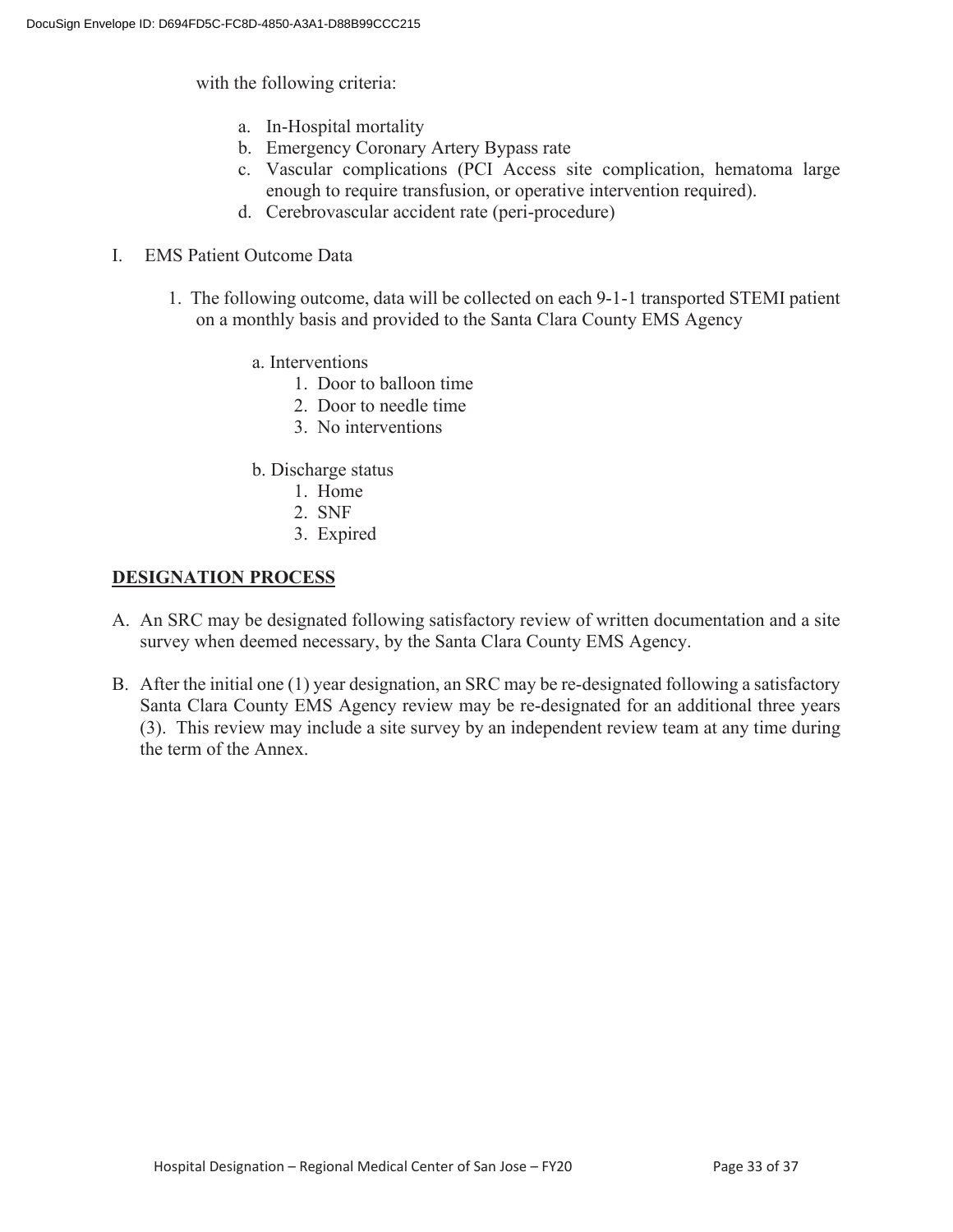with the following criteria:

a. In-Hospital mortality
b. Emergency Coronary Artery Bypass rate
c. Vascular complications (PCI Access site complication, hematoma large enough to require transfusion, or operative intervention required).
d. Cerebrovascular accident rate (peri-procedure)

I. EMS Patient Outcome Data

1. The following outcome, data will be collected on each 9-1-1 transported STEMI patient on a monthly basis and provided to the Santa Clara County EMS Agency

   a. Interventions
      1. Door to balloon time
      2. Door to needle time
      3. No interventions

   b. Discharge status
      1. Home
      2. SNF
      3. Expired

## DESIGNATION PROCESS

A. An SRC may be designated following satisfactory review of written documentation and a site survey when deemed necessary, by the Santa Clara County EMS Agency.

B. After the initial one (1) year designation, an SRC may be re-designated following a satisfactory Santa Clara County EMS Agency review may be re-designated for an additional three years (3). This review may include a site survey by an independent review team at any time during the term of the Annex.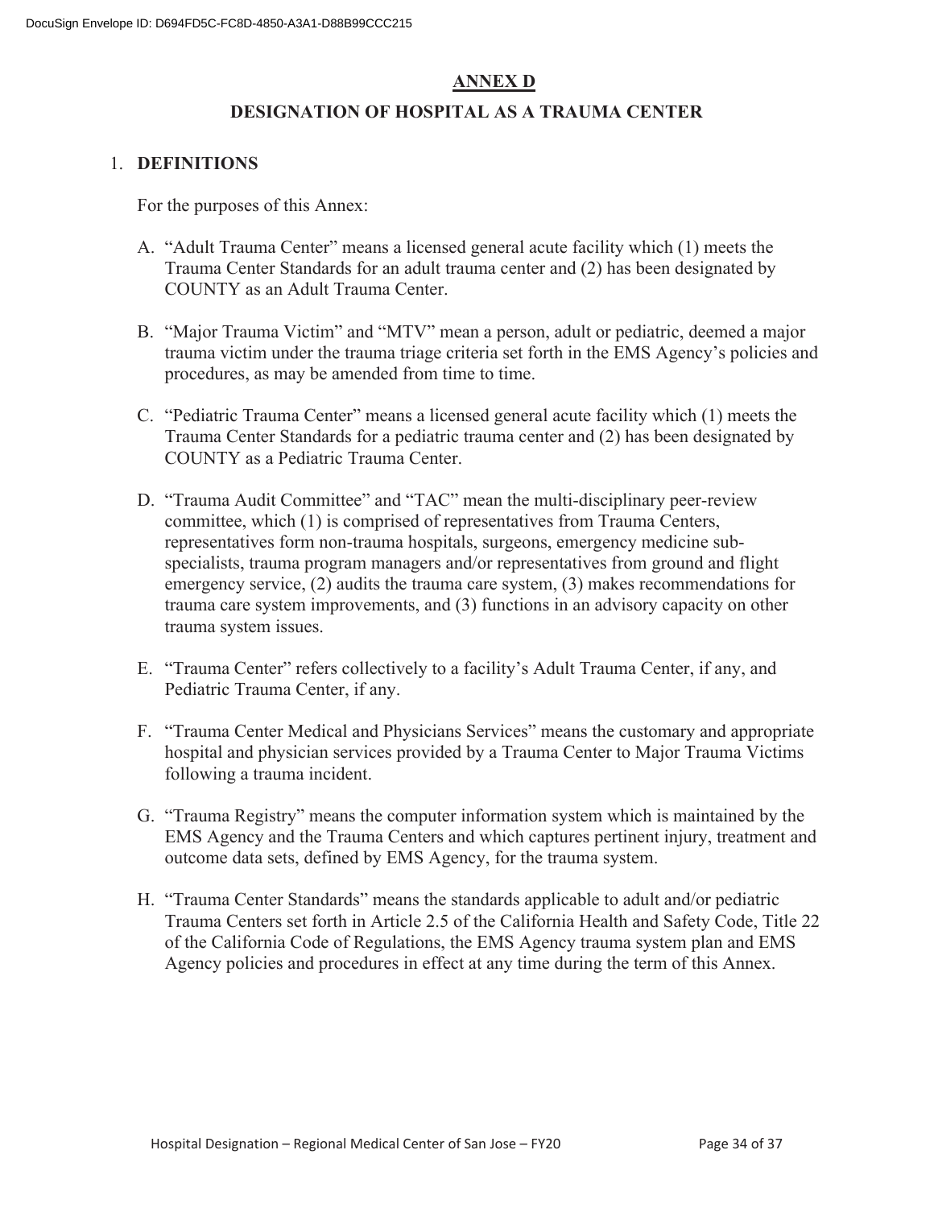# ANNEX D

## DESIGNATION OF HOSPITAL AS A TRAUMA CENTER

1. **DEFINITIONS**

   For the purposes of this Annex:

   A. "Adult Trauma Center" means a licensed general acute facility which (1) meets the Trauma Center Standards for an adult trauma center and (2) has been designated by COUNTY as an Adult Trauma Center.

   B. "Major Trauma Victim" and "MTV" mean a person, adult or pediatric, deemed a major trauma victim under the trauma triage criteria set forth in the EMS Agency's policies and procedures, as may be amended from time to time.

   C. "Pediatric Trauma Center" means a licensed general acute facility which (1) meets the Trauma Center Standards for a pediatric trauma center and (2) has been designated by COUNTY as a Pediatric Trauma Center.

   D. "Trauma Audit Committee" and "TAC" mean the multi-disciplinary peer-review committee, which (1) is comprised of representatives from Trauma Centers, representatives form non-trauma hospitals, surgeons, emergency medicine sub-specialists, trauma program managers and/or representatives from ground and flight emergency service, (2) audits the trauma care system, (3) makes recommendations for trauma care system improvements, and (3) functions in an advisory capacity on other trauma system issues.

   E. "Trauma Center" refers collectively to a facility's Adult Trauma Center, if any, and Pediatric Trauma Center, if any.

   F. "Trauma Center Medical and Physicians Services" means the customary and appropriate hospital and physician services provided by a Trauma Center to Major Trauma Victims following a trauma incident.

   G. "Trauma Registry" means the computer information system which is maintained by the EMS Agency and the Trauma Centers and which captures pertinent injury, treatment and outcome data sets, defined by EMS Agency, for the trauma system.

   H. "Trauma Center Standards" means the standards applicable to adult and/or pediatric Trauma Centers set forth in Article 2.5 of the California Health and Safety Code, Title 22 of the California Code of Regulations, the EMS Agency trauma system plan and EMS Agency policies and procedures in effect at any time during the term of this Annex.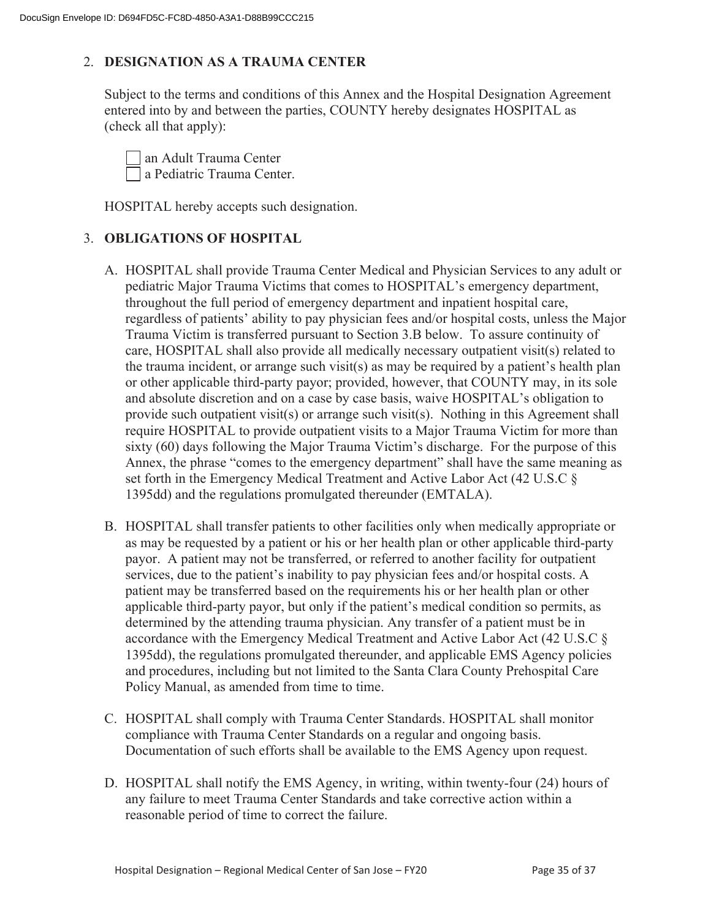## 2. DESIGNATION AS A TRAUMA CENTER

Subject to the terms and conditions of this Annex and the Hospital Designation Agreement entered into by and between the parties, COUNTY hereby designates HOSPITAL as (check all that apply):

☐ an Adult Trauma Center
☐ a Pediatric Trauma Center.

HOSPITAL hereby accepts such designation.

## 3. OBLIGATIONS OF HOSPITAL

A. HOSPITAL shall provide Trauma Center Medical and Physician Services to any adult or pediatric Major Trauma Victims that comes to HOSPITAL's emergency department, throughout the full period of emergency department and inpatient hospital care, regardless of patients' ability to pay physician fees and/or hospital costs, unless the Major Trauma Victim is transferred pursuant to Section 3.B below. To assure continuity of care, HOSPITAL shall also provide all medically necessary outpatient visit(s) related to the trauma incident, or arrange such visit(s) as may be required by a patient's health plan or other applicable third-party payor; provided, however, that COUNTY may, in its sole and absolute discretion and on a case by case basis, waive HOSPITAL's obligation to provide such outpatient visit(s) or arrange such visit(s). Nothing in this Agreement shall require HOSPITAL to provide outpatient visits to a Major Trauma Victim for more than sixty (60) days following the Major Trauma Victim's discharge. For the purpose of this Annex, the phrase "comes to the emergency department" shall have the same meaning as set forth in the Emergency Medical Treatment and Active Labor Act (42 U.S.C § 1395dd) and the regulations promulgated thereunder (EMTALA).

B. HOSPITAL shall transfer patients to other facilities only when medically appropriate or as may be requested by a patient or his or her health plan or other applicable third-party payor. A patient may not be transferred, or referred to another facility for outpatient services, due to the patient's inability to pay physician fees and/or hospital costs. A patient may be transferred based on the requirements his or her health plan or other applicable third-party payor, but only if the patient's medical condition so permits, as determined by the attending trauma physician. Any transfer of a patient must be in accordance with the Emergency Medical Treatment and Active Labor Act (42 U.S.C § 1395dd), the regulations promulgated thereunder, and applicable EMS Agency policies and procedures, including but not limited to the Santa Clara County Prehospital Care Policy Manual, as amended from time to time.

C. HOSPITAL shall comply with Trauma Center Standards. HOSPITAL shall monitor compliance with Trauma Center Standards on a regular and ongoing basis. Documentation of such efforts shall be available to the EMS Agency upon request.

D. HOSPITAL shall notify the EMS Agency, in writing, within twenty-four (24) hours of any failure to meet Trauma Center Standards and take corrective action within a reasonable period of time to correct the failure.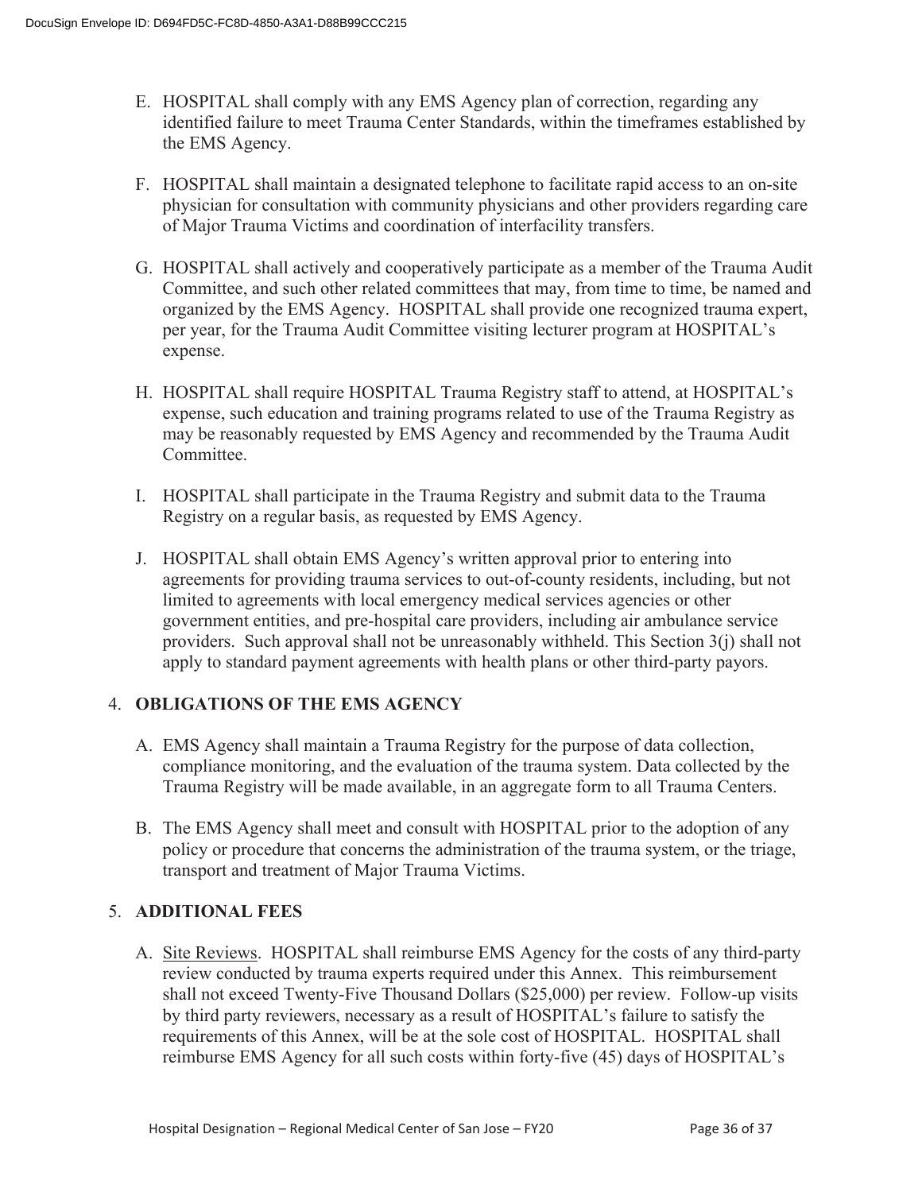E. HOSPITAL shall comply with any EMS Agency plan of correction, regarding any identified failure to meet Trauma Center Standards, within the timeframes established by the EMS Agency.

F. HOSPITAL shall maintain a designated telephone to facilitate rapid access to an on-site physician for consultation with community physicians and other providers regarding care of Major Trauma Victims and coordination of interfacility transfers.

G. HOSPITAL shall actively and cooperatively participate as a member of the Trauma Audit Committee, and such other related committees that may, from time to time, be named and organized by the EMS Agency. HOSPITAL shall provide one recognized trauma expert, per year, for the Trauma Audit Committee visiting lecturer program at HOSPITAL's expense.

H. HOSPITAL shall require HOSPITAL Trauma Registry staff to attend, at HOSPITAL's expense, such education and training programs related to use of the Trauma Registry as may be reasonably requested by EMS Agency and recommended by the Trauma Audit Committee.

I. HOSPITAL shall participate in the Trauma Registry and submit data to the Trauma Registry on a regular basis, as requested by EMS Agency.

J. HOSPITAL shall obtain EMS Agency's written approval prior to entering into agreements for providing trauma services to out-of-county residents, including, but not limited to agreements with local emergency medical services agencies or other government entities, and pre-hospital care providers, including air ambulance service providers. Such approval shall not be unreasonably withheld. This Section 3(j) shall not apply to standard payment agreements with health plans or other third-party payors.

## 4. OBLIGATIONS OF THE EMS AGENCY

A. EMS Agency shall maintain a Trauma Registry for the purpose of data collection, compliance monitoring, and the evaluation of the trauma system. Data collected by the Trauma Registry will be made available, in an aggregate form to all Trauma Centers.

B. The EMS Agency shall meet and consult with HOSPITAL prior to the adoption of any policy or procedure that concerns the administration of the trauma system, or the triage, transport and treatment of Major Trauma Victims.

## 5. ADDITIONAL FEES

A. Site Reviews. HOSPITAL shall reimburse EMS Agency for the costs of any third-party review conducted by trauma experts required under this Annex. This reimbursement shall not exceed Twenty-Five Thousand Dollars ($25,000) per review. Follow-up visits by third party reviewers, necessary as a result of HOSPITAL's failure to satisfy the requirements of this Annex, will be at the sole cost of HOSPITAL. HOSPITAL shall reimburse EMS Agency for all such costs within forty-five (45) days of HOSPITAL's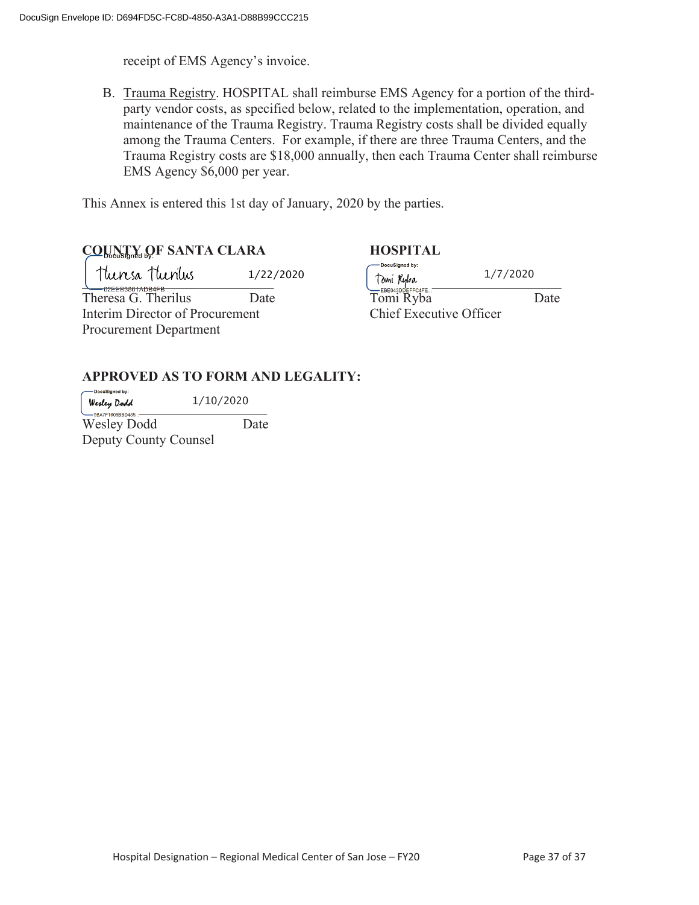receipt of EMS Agency's invoice.

B. Trauma Registry. HOSPITAL shall reimburse EMS Agency for a portion of the third-party vendor costs, as specified below, related to the implementation, operation, and maintenance of the Trauma Registry. Trauma Registry costs shall be divided equally among the Trauma Centers. For example, if there are three Trauma Centers, and the Trauma Registry costs are $18,000 annually, then each Trauma Center shall reimburse EMS Agency $6,000 per year.

This Annex is entered this 1st day of January, 2020 by the parties.

**COUNTY OF SANTA CLARA**

DocuSigned by: Theresa Therilus 1/22/2020
62EEB3861ADB4FB...

Theresa G. Therilus Date
Interim Director of Procurement
Procurement Department

**HOSPITAL**

DocuSigned by: Tomi Ryba 1/7/2020
EBE843DDEFFC4FE...

Tomi Ryba Date
Chief Executive Officer

**APPROVED AS TO FORM AND LEGALITY:**

DocuSigned by: Wesley Dodd 1/10/2020
95A7F1608BBD485...

Wesley Dodd Date
Deputy County Counsel